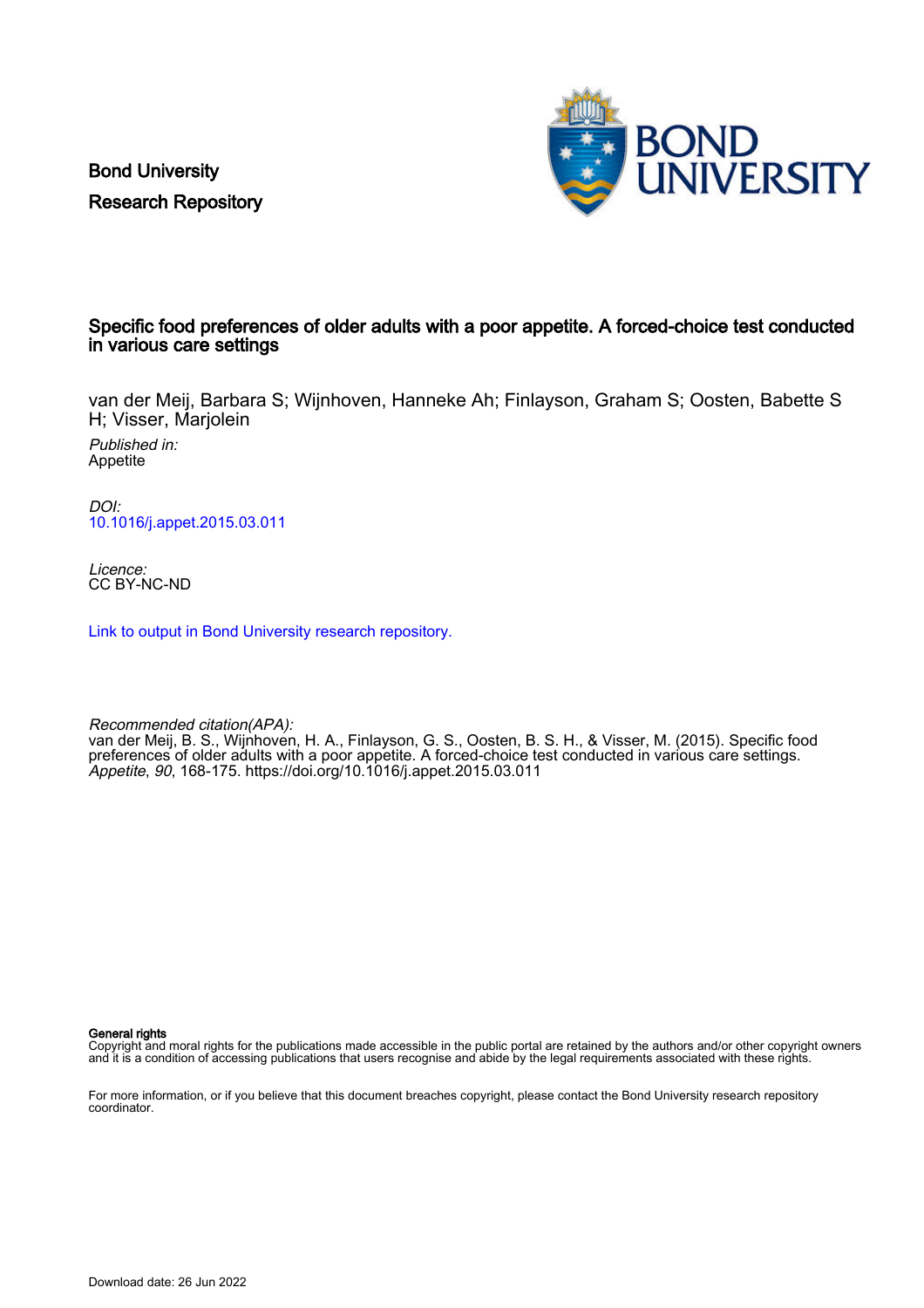Bond University
Research Repository

# Specific food preferences of older adults with a poor appetite. A forced-choice test conducted in various care settings

van der Meij, Barbara S; Wijnhoven, Hanneke Ah; Finlayson, Graham S; Oosten, Babette S H; Visser, Marjolein

*Published in:*
Appetite

*DOI:*
10.1016/j.appet.2015.03.011

*Licence:*
CC BY-NC-ND

Link to output in Bond University research repository.

*Recommended citation(APA):*
van der Meij, B. S., Wijnhoven, H. A., Finlayson, G. S., Oosten, B. S. H., & Visser, M. (2015). Specific food preferences of older adults with a poor appetite. A forced-choice test conducted in various care settings. *Appetite*, *90*, 168-175. https://doi.org/10.1016/j.appet.2015.03.011

**General rights**
Copyright and moral rights for the publications made accessible in the public portal are retained by the authors and/or other copyright owners and it is a condition of accessing publications that users recognise and abide by the legal requirements associated with these rights.

For more information, or if you believe that this document breaches copyright, please contact the Bond University research repository coordinator.

Download date: 26 Jun 2022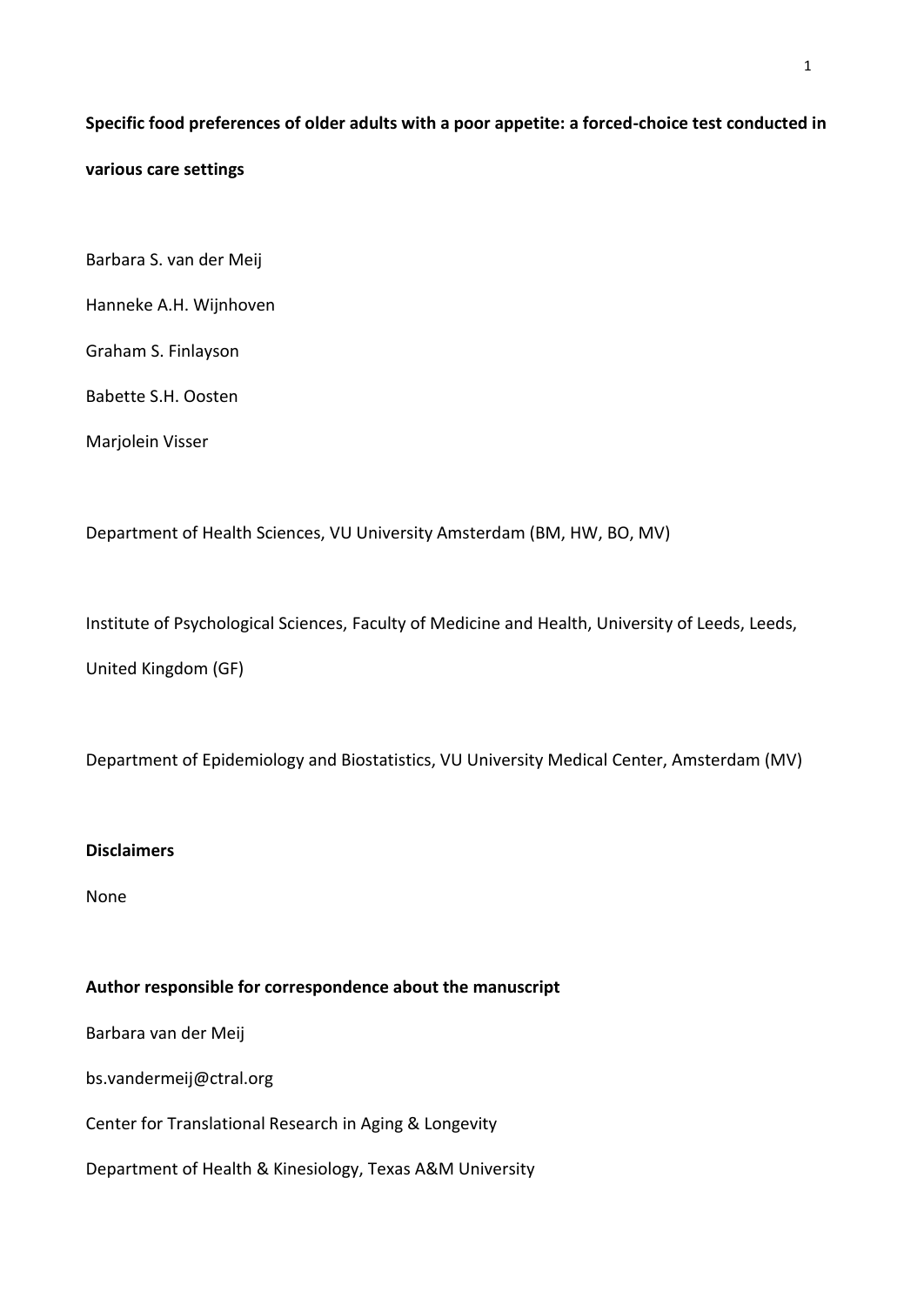**Specific food preferences of older adults with a poor appetite: a forced-choice test conducted in various care settings**

Barbara S. van der Meij

Hanneke A.H. Wijnhoven

Graham S. Finlayson

Babette S.H. Oosten

Marjolein Visser

Department of Health Sciences, VU University Amsterdam (BM, HW, BO, MV)

Institute of Psychological Sciences, Faculty of Medicine and Health, University of Leeds, Leeds, United Kingdom (GF)

Department of Epidemiology and Biostatistics, VU University Medical Center, Amsterdam (MV)

**Disclaimers**

None

**Author responsible for correspondence about the manuscript**

Barbara van der Meij

bs.vandermeij@ctral.org

Center for Translational Research in Aging & Longevity

Department of Health & Kinesiology, Texas A&M University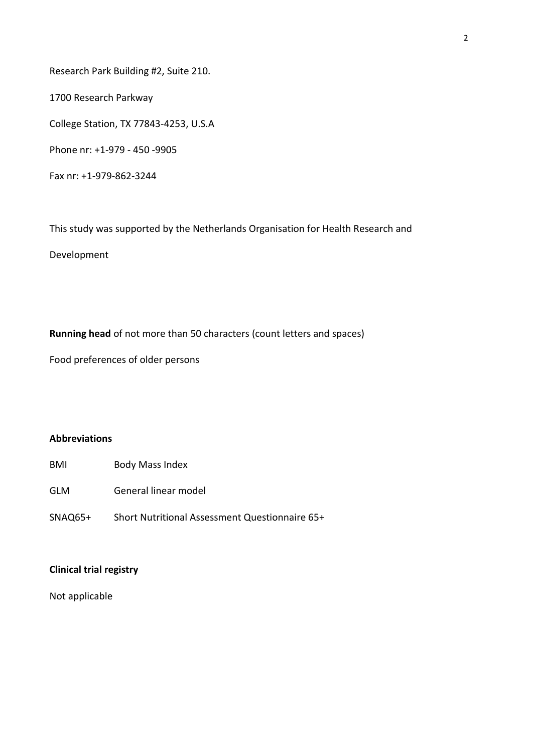Research Park Building #2, Suite 210.

1700 Research Parkway

College Station, TX 77843-4253, U.S.A

Phone nr: +1-979 - 450 -9905

Fax nr: +1-979-862-3244

This study was supported by the Netherlands Organisation for Health Research and Development

**Running head** of not more than 50 characters (count letters and spaces)

Food preferences of older persons

**Abbreviations**

| | |
|---|---|
| BMI | Body Mass Index |
| GLM | General linear model |
| SNAQ65+ | Short Nutritional Assessment Questionnaire 65+ |

**Clinical trial registry**

Not applicable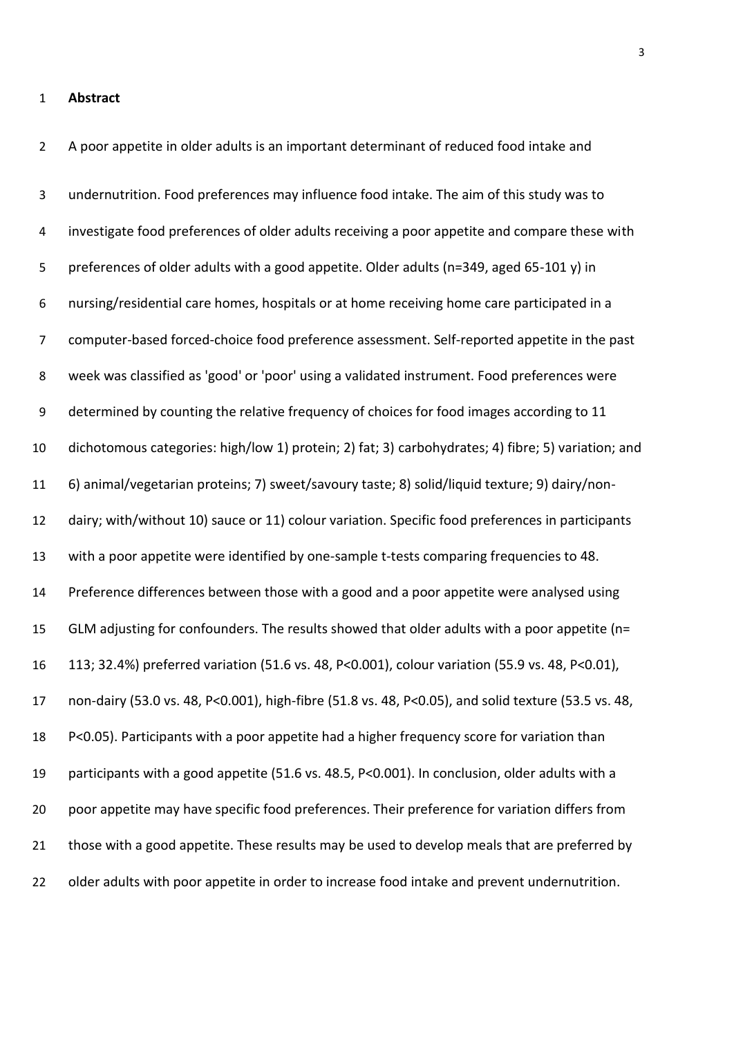## Abstract

A poor appetite in older adults is an important determinant of reduced food intake and undernutrition. Food preferences may influence food intake. The aim of this study was to investigate food preferences of older adults receiving a poor appetite and compare these with preferences of older adults with a good appetite. Older adults (n=349, aged 65-101 y) in nursing/residential care homes, hospitals or at home receiving home care participated in a computer-based forced-choice food preference assessment. Self-reported appetite in the past week was classified as 'good' or 'poor' using a validated instrument. Food preferences were determined by counting the relative frequency of choices for food images according to 11 dichotomous categories: high/low 1) protein; 2) fat; 3) carbohydrates; 4) fibre; 5) variation; and 6) animal/vegetarian proteins; 7) sweet/savoury taste; 8) solid/liquid texture; 9) dairy/non-dairy; with/without 10) sauce or 11) colour variation. Specific food preferences in participants with a poor appetite were identified by one-sample t-tests comparing frequencies to 48. Preference differences between those with a good and a poor appetite were analysed using GLM adjusting for confounders. The results showed that older adults with a poor appetite (n= 113; 32.4%) preferred variation (51.6 vs. 48, $P<0.001$), colour variation (55.9 vs. 48, $P<0.01$), non-dairy (53.0 vs. 48, $P<0.001$), high-fibre (51.8 vs. 48, $P<0.05$), and solid texture (53.5 vs. 48, $P<0.05$). Participants with a poor appetite had a higher frequency score for variation than participants with a good appetite (51.6 vs. 48.5, $P<0.001$). In conclusion, older adults with a poor appetite may have specific food preferences. Their preference for variation differs from those with a good appetite. These results may be used to develop meals that are preferred by older adults with poor appetite in order to increase food intake and prevent undernutrition.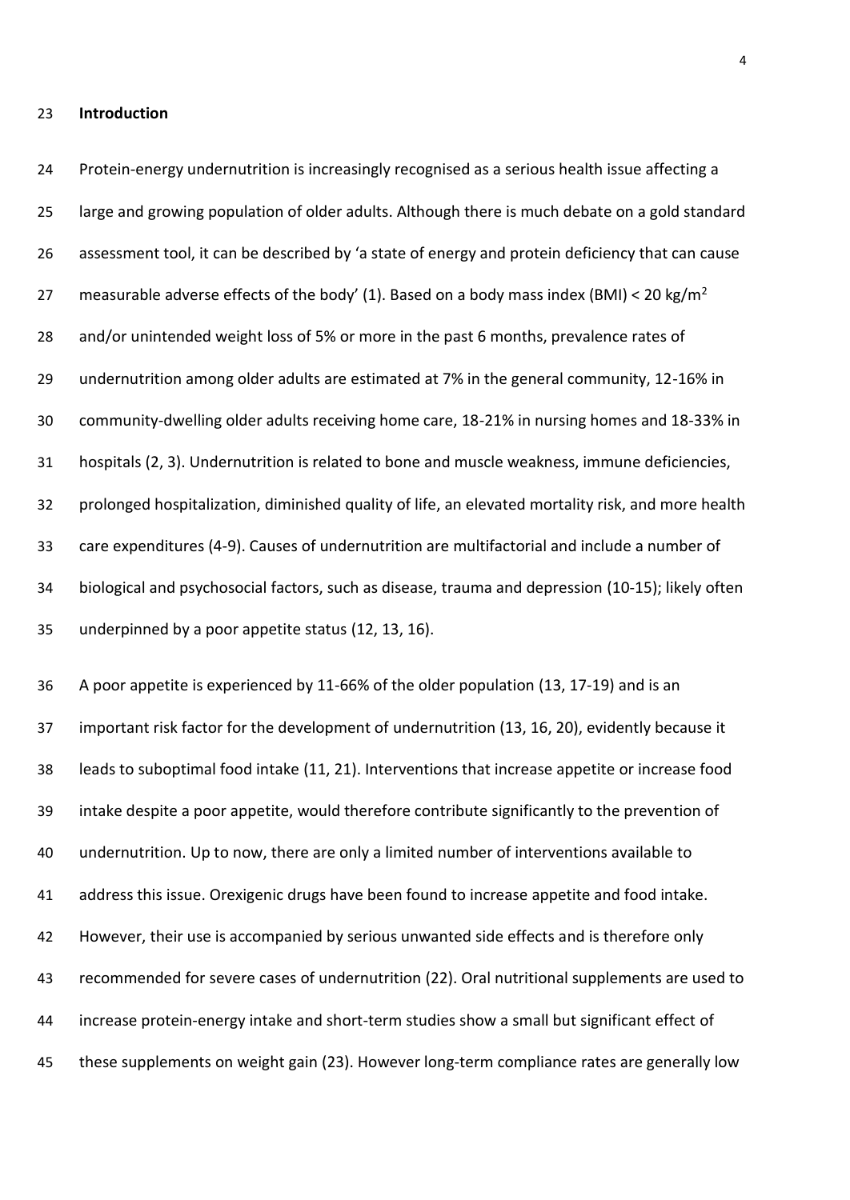## Introduction

Protein-energy undernutrition is increasingly recognised as a serious health issue affecting a large and growing population of older adults. Although there is much debate on a gold standard assessment tool, it can be described by 'a state of energy and protein deficiency that can cause measurable adverse effects of the body' (1). Based on a body mass index (BMI) < 20 kg/m$^2$ and/or unintended weight loss of 5% or more in the past 6 months, prevalence rates of undernutrition among older adults are estimated at 7% in the general community, 12-16% in community-dwelling older adults receiving home care, 18-21% in nursing homes and 18-33% in hospitals (2, 3). Undernutrition is related to bone and muscle weakness, immune deficiencies, prolonged hospitalization, diminished quality of life, an elevated mortality risk, and more health care expenditures (4-9). Causes of undernutrition are multifactorial and include a number of biological and psychosocial factors, such as disease, trauma and depression (10-15); likely often underpinned by a poor appetite status (12, 13, 16).

A poor appetite is experienced by 11-66% of the older population (13, 17-19) and is an important risk factor for the development of undernutrition (13, 16, 20), evidently because it leads to suboptimal food intake (11, 21). Interventions that increase appetite or increase food intake despite a poor appetite, would therefore contribute significantly to the prevention of undernutrition. Up to now, there are only a limited number of interventions available to address this issue. Orexigenic drugs have been found to increase appetite and food intake. However, their use is accompanied by serious unwanted side effects and is therefore only recommended for severe cases of undernutrition (22). Oral nutritional supplements are used to increase protein-energy intake and short-term studies show a small but significant effect of these supplements on weight gain (23). However long-term compliance rates are generally low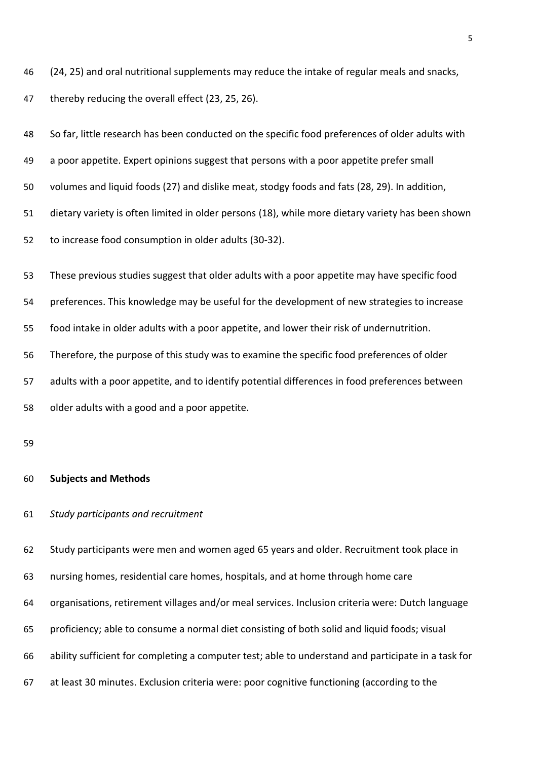(24, 25) and oral nutritional supplements may reduce the intake of regular meals and snacks, thereby reducing the overall effect (23, 25, 26).

So far, little research has been conducted on the specific food preferences of older adults with a poor appetite. Expert opinions suggest that persons with a poor appetite prefer small volumes and liquid foods (27) and dislike meat, stodgy foods and fats (28, 29). In addition, dietary variety is often limited in older persons (18), while more dietary variety has been shown to increase food consumption in older adults (30-32).

These previous studies suggest that older adults with a poor appetite may have specific food preferences. This knowledge may be useful for the development of new strategies to increase food intake in older adults with a poor appetite, and lower their risk of undernutrition. Therefore, the purpose of this study was to examine the specific food preferences of older adults with a poor appetite, and to identify potential differences in food preferences between older adults with a good and a poor appetite.

## Subjects and Methods

### *Study participants and recruitment*

Study participants were men and women aged 65 years and older. Recruitment took place in nursing homes, residential care homes, hospitals, and at home through home care organisations, retirement villages and/or meal services. Inclusion criteria were: Dutch language proficiency; able to consume a normal diet consisting of both solid and liquid foods; visual ability sufficient for completing a computer test; able to understand and participate in a task for at least 30 minutes. Exclusion criteria were: poor cognitive functioning (according to the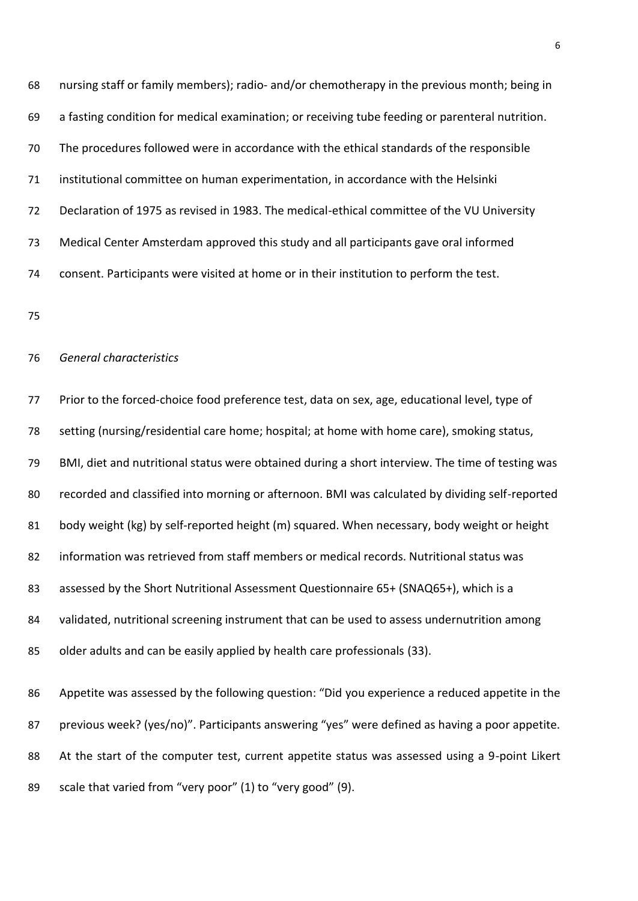nursing staff or family members); radio- and/or chemotherapy in the previous month; being in a fasting condition for medical examination; or receiving tube feeding or parenteral nutrition. The procedures followed were in accordance with the ethical standards of the responsible institutional committee on human experimentation, in accordance with the Helsinki Declaration of 1975 as revised in 1983. The medical-ethical committee of the VU University Medical Center Amsterdam approved this study and all participants gave oral informed consent. Participants were visited at home or in their institution to perform the test.

*General characteristics*

Prior to the forced-choice food preference test, data on sex, age, educational level, type of setting (nursing/residential care home; hospital; at home with home care), smoking status, BMI, diet and nutritional status were obtained during a short interview. The time of testing was recorded and classified into morning or afternoon. BMI was calculated by dividing self-reported body weight (kg) by self-reported height (m) squared. When necessary, body weight or height information was retrieved from staff members or medical records. Nutritional status was assessed by the Short Nutritional Assessment Questionnaire 65+ (SNAQ65+), which is a validated, nutritional screening instrument that can be used to assess undernutrition among older adults and can be easily applied by health care professionals (33).

Appetite was assessed by the following question: "Did you experience a reduced appetite in the previous week? (yes/no)". Participants answering "yes" were defined as having a poor appetite. At the start of the computer test, current appetite status was assessed using a 9-point Likert scale that varied from "very poor" (1) to "very good" (9).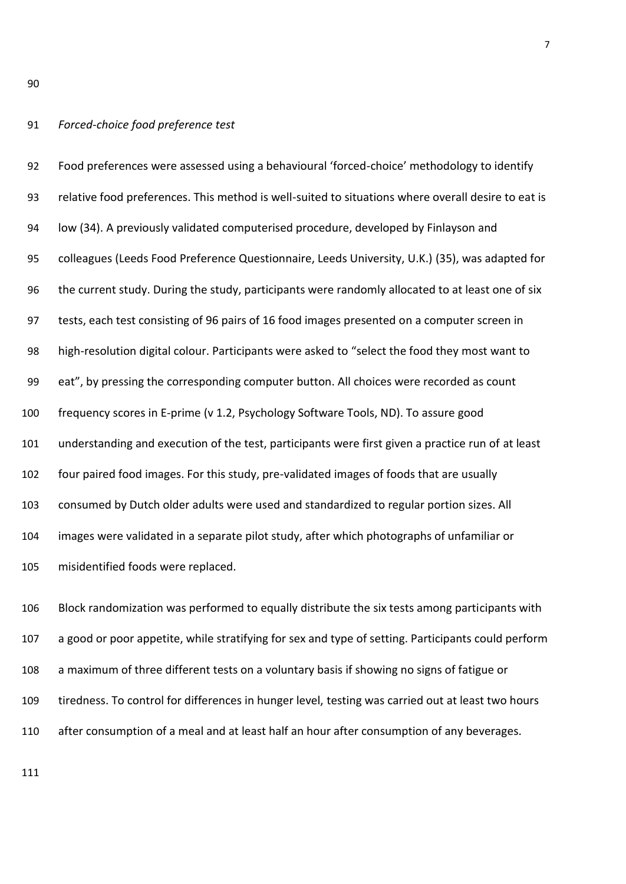*Forced-choice food preference test*

Food preferences were assessed using a behavioural 'forced-choice' methodology to identify relative food preferences. This method is well-suited to situations where overall desire to eat is low (34). A previously validated computerised procedure, developed by Finlayson and colleagues (Leeds Food Preference Questionnaire, Leeds University, U.K.) (35), was adapted for the current study. During the study, participants were randomly allocated to at least one of six tests, each test consisting of 96 pairs of 16 food images presented on a computer screen in high-resolution digital colour. Participants were asked to "select the food they most want to eat", by pressing the corresponding computer button. All choices were recorded as count frequency scores in E-prime (v 1.2, Psychology Software Tools, ND). To assure good understanding and execution of the test, participants were first given a practice run of at least four paired food images. For this study, pre-validated images of foods that are usually consumed by Dutch older adults were used and standardized to regular portion sizes. All images were validated in a separate pilot study, after which photographs of unfamiliar or misidentified foods were replaced.

Block randomization was performed to equally distribute the six tests among participants with a good or poor appetite, while stratifying for sex and type of setting. Participants could perform a maximum of three different tests on a voluntary basis if showing no signs of fatigue or tiredness. To control for differences in hunger level, testing was carried out at least two hours after consumption of a meal and at least half an hour after consumption of any beverages.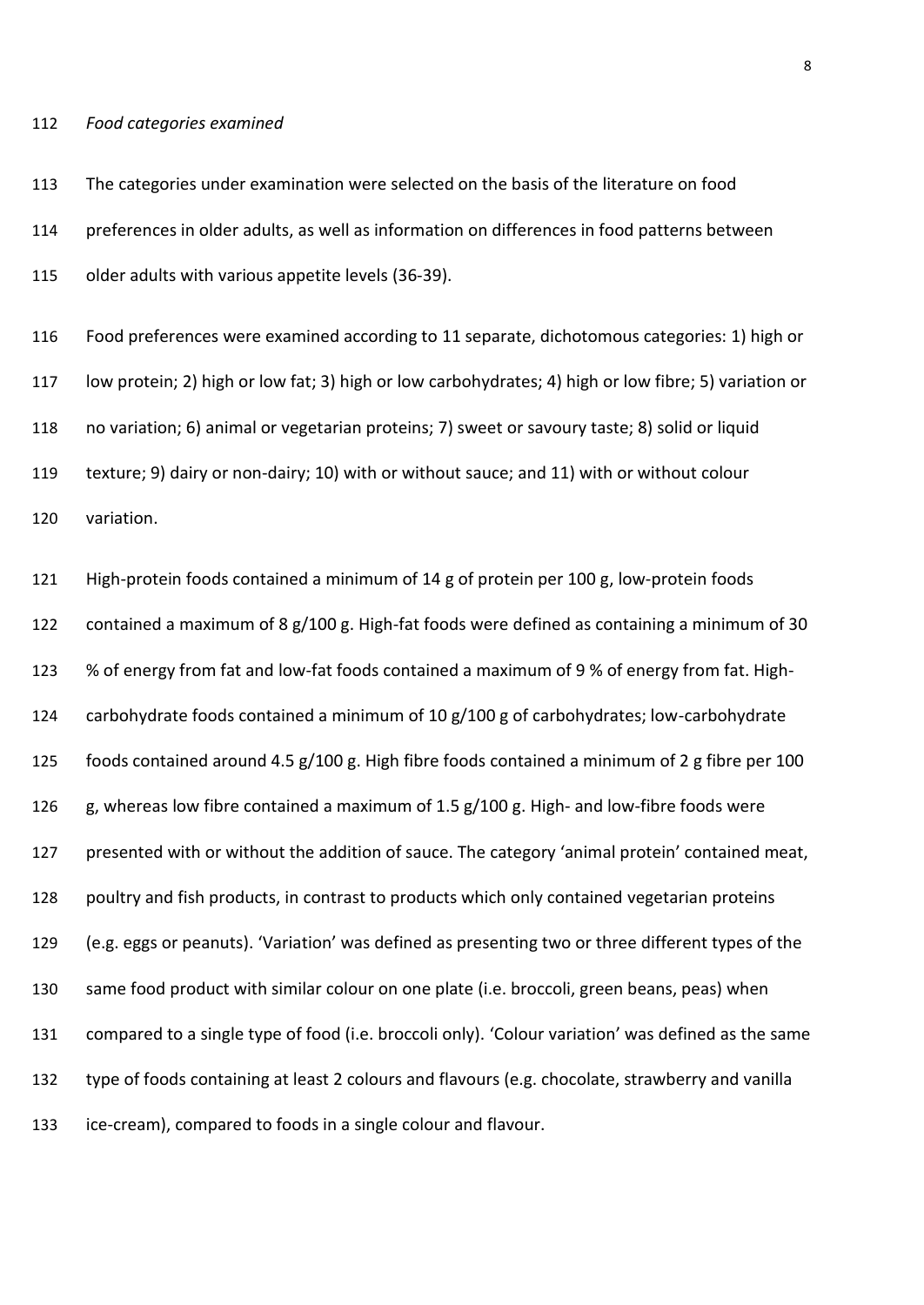*Food categories examined*

The categories under examination were selected on the basis of the literature on food preferences in older adults, as well as information on differences in food patterns between older adults with various appetite levels (36-39).

Food preferences were examined according to 11 separate, dichotomous categories: 1) high or low protein; 2) high or low fat; 3) high or low carbohydrates; 4) high or low fibre; 5) variation or no variation; 6) animal or vegetarian proteins; 7) sweet or savoury taste; 8) solid or liquid texture; 9) dairy or non-dairy; 10) with or without sauce; and 11) with or without colour variation.

High-protein foods contained a minimum of 14 g of protein per 100 g, low-protein foods contained a maximum of 8 g/100 g. High-fat foods were defined as containing a minimum of 30 % of energy from fat and low-fat foods contained a maximum of 9 % of energy from fat. High-carbohydrate foods contained a minimum of 10 g/100 g of carbohydrates; low-carbohydrate foods contained around 4.5 g/100 g. High fibre foods contained a minimum of 2 g fibre per 100 g, whereas low fibre contained a maximum of 1.5 g/100 g. High- and low-fibre foods were presented with or without the addition of sauce. The category 'animal protein' contained meat, poultry and fish products, in contrast to products which only contained vegetarian proteins (e.g. eggs or peanuts). 'Variation' was defined as presenting two or three different types of the same food product with similar colour on one plate (i.e. broccoli, green beans, peas) when compared to a single type of food (i.e. broccoli only). 'Colour variation' was defined as the same type of foods containing at least 2 colours and flavours (e.g. chocolate, strawberry and vanilla ice-cream), compared to foods in a single colour and flavour.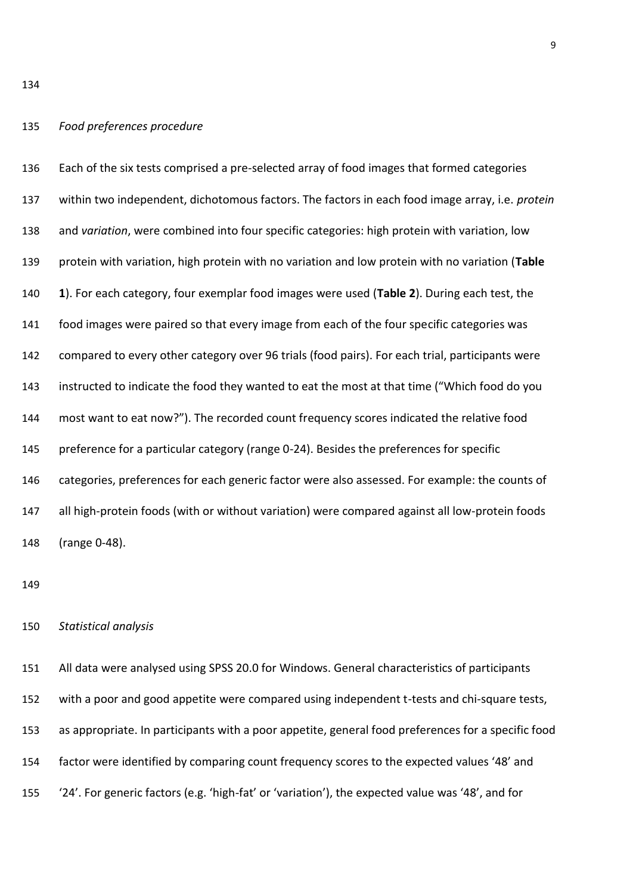*Food preferences procedure*

Each of the six tests comprised a pre-selected array of food images that formed categories within two independent, dichotomous factors. The factors in each food image array, i.e. *protein* and *variation*, were combined into four specific categories: high protein with variation, low protein with variation, high protein with no variation and low protein with no variation (**Table 1**). For each category, four exemplar food images were used (**Table 2**). During each test, the food images were paired so that every image from each of the four specific categories was compared to every other category over 96 trials (food pairs). For each trial, participants were instructed to indicate the food they wanted to eat the most at that time ("Which food do you most want to eat now?"). The recorded count frequency scores indicated the relative food preference for a particular category (range 0-24). Besides the preferences for specific categories, preferences for each generic factor were also assessed. For example: the counts of all high-protein foods (with or without variation) were compared against all low-protein foods (range 0-48).

*Statistical analysis*

All data were analysed using SPSS 20.0 for Windows. General characteristics of participants with a poor and good appetite were compared using independent t-tests and chi-square tests, as appropriate. In participants with a poor appetite, general food preferences for a specific food factor were identified by comparing count frequency scores to the expected values '48' and '24'. For generic factors (e.g. 'high-fat' or 'variation'), the expected value was '48', and for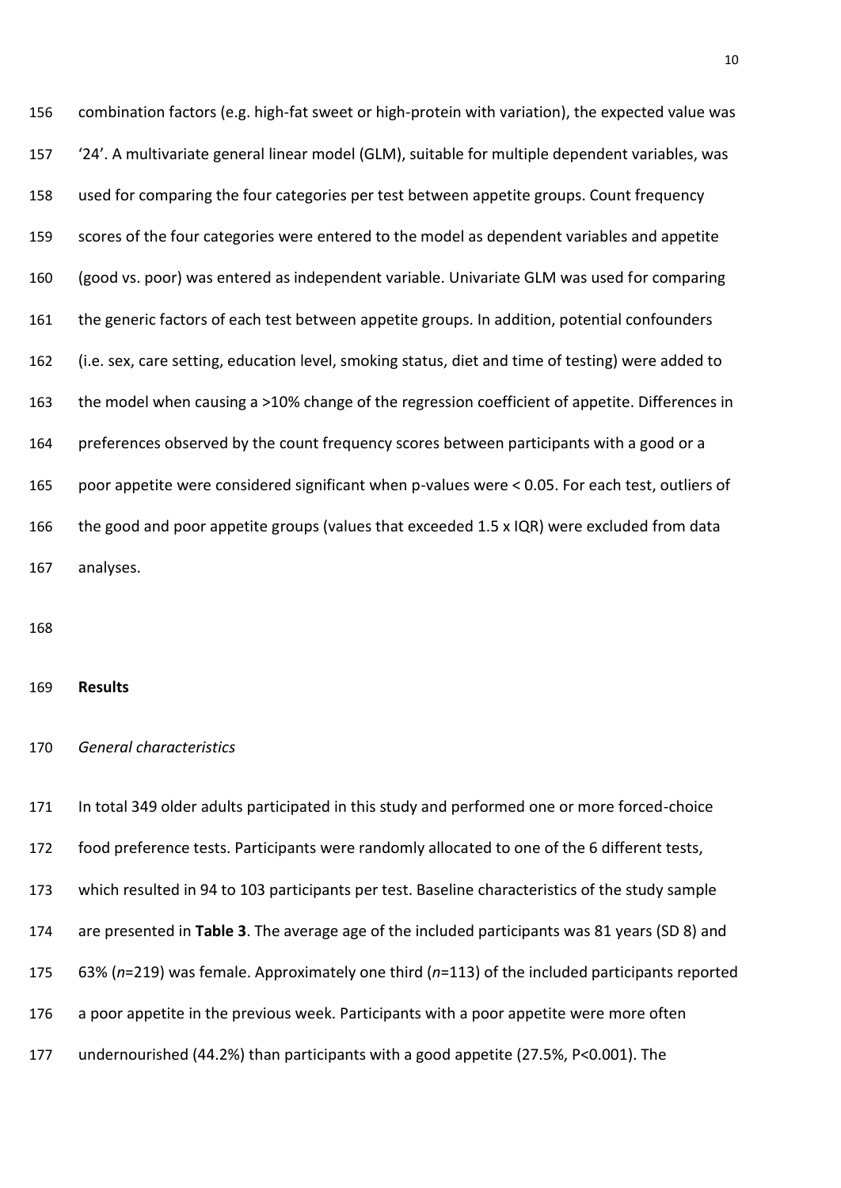combination factors (e.g. high-fat sweet or high-protein with variation), the expected value was '24'. A multivariate general linear model (GLM), suitable for multiple dependent variables, was used for comparing the four categories per test between appetite groups. Count frequency scores of the four categories were entered to the model as dependent variables and appetite (good vs. poor) was entered as independent variable. Univariate GLM was used for comparing the generic factors of each test between appetite groups. In addition, potential confounders (i.e. sex, care setting, education level, smoking status, diet and time of testing) were added to the model when causing a >10% change of the regression coefficient of appetite. Differences in preferences observed by the count frequency scores between participants with a good or a poor appetite were considered significant when p-values were < 0.05. For each test, outliers of the good and poor appetite groups (values that exceeded 1.5 x IQR) were excluded from data analyses.

## Results

*General characteristics*

In total 349 older adults participated in this study and performed one or more forced-choice food preference tests. Participants were randomly allocated to one of the 6 different tests, which resulted in 94 to 103 participants per test. Baseline characteristics of the study sample are presented in **Table 3**. The average age of the included participants was 81 years (SD 8) and 63% (*n*=219) was female. Approximately one third (*n*=113) of the included participants reported a poor appetite in the previous week. Participants with a poor appetite were more often undernourished (44.2%) than participants with a good appetite (27.5%, P<0.001). The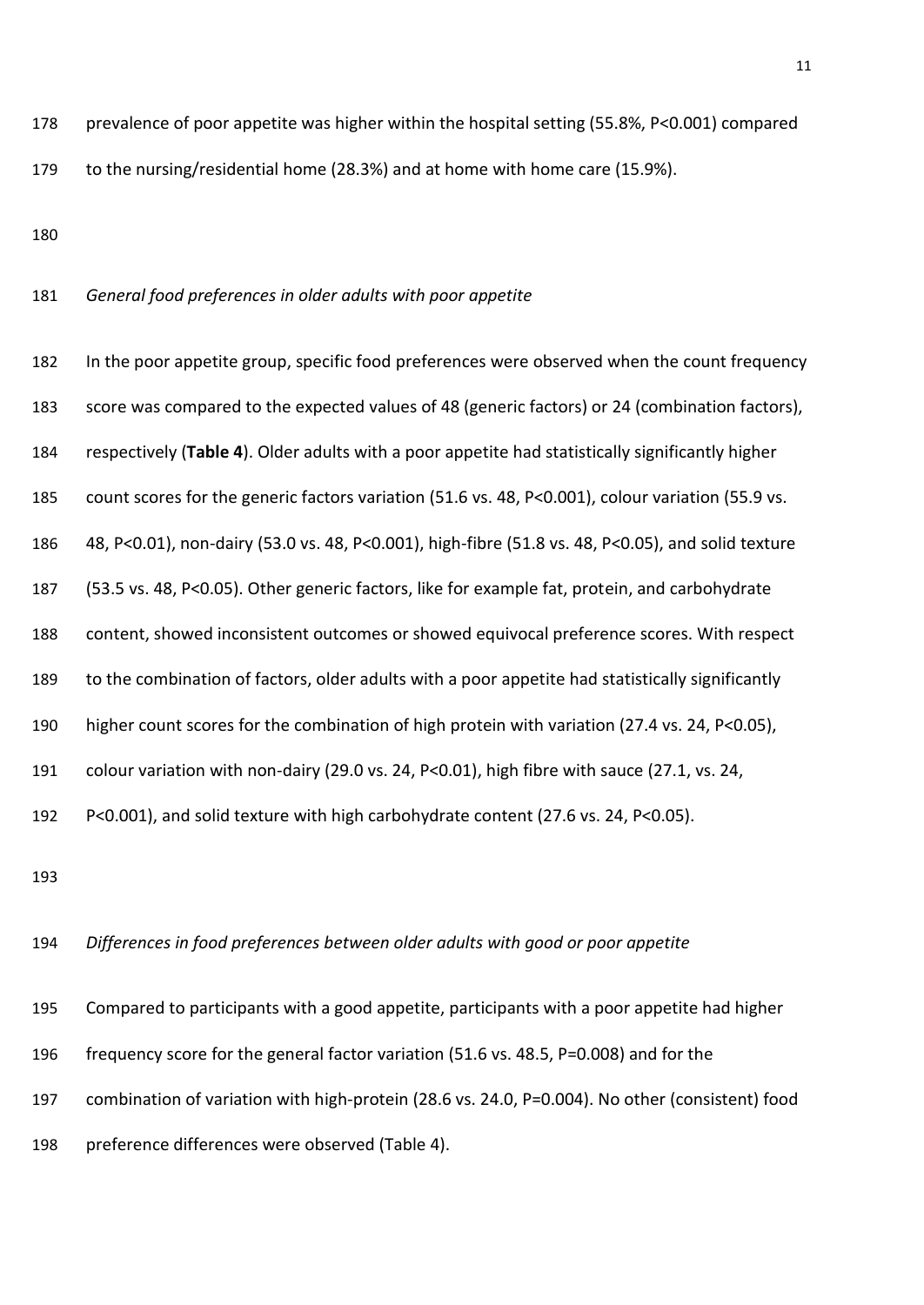prevalence of poor appetite was higher within the hospital setting (55.8%, $P<0.001$) compared to the nursing/residential home (28.3%) and at home with home care (15.9%).

*General food preferences in older adults with poor appetite*

In the poor appetite group, specific food preferences were observed when the count frequency score was compared to the expected values of 48 (generic factors) or 24 (combination factors), respectively (**Table 4**). Older adults with a poor appetite had statistically significantly higher count scores for the generic factors variation (51.6 vs. 48, $P<0.001$), colour variation (55.9 vs. 48, $P<0.01$), non-dairy (53.0 vs. 48, $P<0.001$), high-fibre (51.8 vs. 48, $P<0.05$), and solid texture (53.5 vs. 48, $P<0.05$). Other generic factors, like for example fat, protein, and carbohydrate content, showed inconsistent outcomes or showed equivocal preference scores. With respect to the combination of factors, older adults with a poor appetite had statistically significantly higher count scores for the combination of high protein with variation (27.4 vs. 24, $P<0.05$), colour variation with non-dairy (29.0 vs. 24, $P<0.01$), high fibre with sauce (27.1, vs. 24, $P<0.001$), and solid texture with high carbohydrate content (27.6 vs. 24, $P<0.05$).

*Differences in food preferences between older adults with good or poor appetite*

Compared to participants with a good appetite, participants with a poor appetite had higher frequency score for the general factor variation (51.6 vs. 48.5, $P=0.008$) and for the combination of variation with high-protein (28.6 vs. 24.0, $P=0.004$). No other (consistent) food preference differences were observed (Table 4).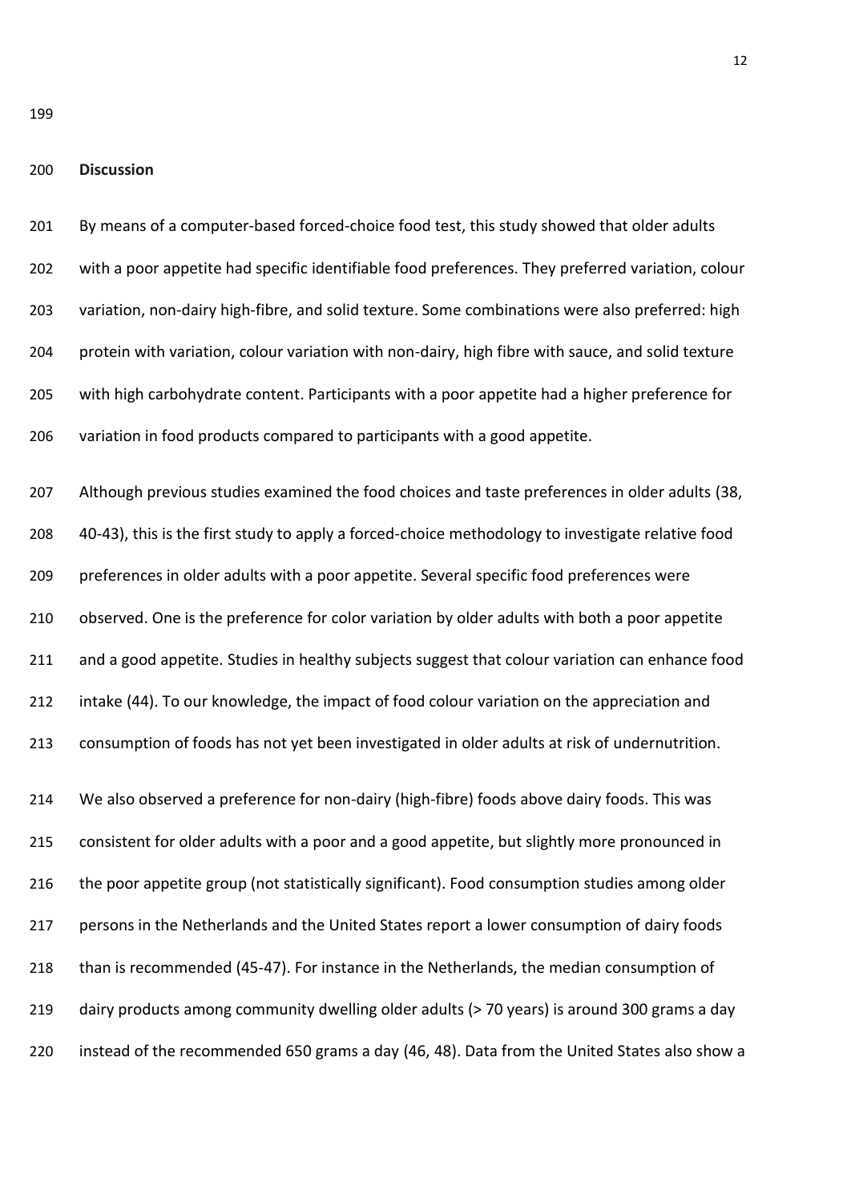## Discussion

By means of a computer-based forced-choice food test, this study showed that older adults with a poor appetite had specific identifiable food preferences. They preferred variation, colour variation, non-dairy high-fibre, and solid texture. Some combinations were also preferred: high protein with variation, colour variation with non-dairy, high fibre with sauce, and solid texture with high carbohydrate content. Participants with a poor appetite had a higher preference for variation in food products compared to participants with a good appetite.

Although previous studies examined the food choices and taste preferences in older adults (38, 40-43), this is the first study to apply a forced-choice methodology to investigate relative food preferences in older adults with a poor appetite. Several specific food preferences were observed. One is the preference for color variation by older adults with both a poor appetite and a good appetite. Studies in healthy subjects suggest that colour variation can enhance food intake (44). To our knowledge, the impact of food colour variation on the appreciation and consumption of foods has not yet been investigated in older adults at risk of undernutrition.

We also observed a preference for non-dairy (high-fibre) foods above dairy foods. This was consistent for older adults with a poor and a good appetite, but slightly more pronounced in the poor appetite group (not statistically significant). Food consumption studies among older persons in the Netherlands and the United States report a lower consumption of dairy foods than is recommended (45-47). For instance in the Netherlands, the median consumption of dairy products among community dwelling older adults (> 70 years) is around 300 grams a day instead of the recommended 650 grams a day (46, 48). Data from the United States also show a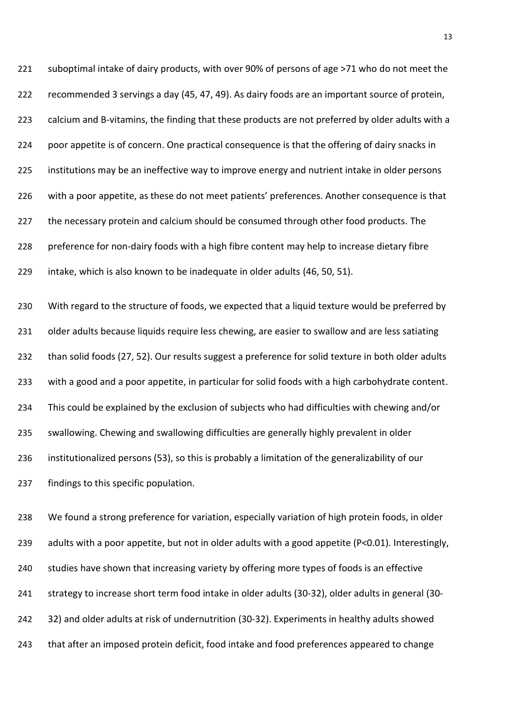suboptimal intake of dairy products, with over 90% of persons of age >71 who do not meet the recommended 3 servings a day (45, 47, 49). As dairy foods are an important source of protein, calcium and B-vitamins, the finding that these products are not preferred by older adults with a poor appetite is of concern. One practical consequence is that the offering of dairy snacks in institutions may be an ineffective way to improve energy and nutrient intake in older persons with a poor appetite, as these do not meet patients' preferences. Another consequence is that the necessary protein and calcium should be consumed through other food products. The preference for non-dairy foods with a high fibre content may help to increase dietary fibre intake, which is also known to be inadequate in older adults (46, 50, 51).

With regard to the structure of foods, we expected that a liquid texture would be preferred by older adults because liquids require less chewing, are easier to swallow and are less satiating than solid foods (27, 52). Our results suggest a preference for solid texture in both older adults with a good and a poor appetite, in particular for solid foods with a high carbohydrate content. This could be explained by the exclusion of subjects who had difficulties with chewing and/or swallowing. Chewing and swallowing difficulties are generally highly prevalent in older institutionalized persons (53), so this is probably a limitation of the generalizability of our findings to this specific population.

We found a strong preference for variation, especially variation of high protein foods, in older adults with a poor appetite, but not in older adults with a good appetite ($P<0.01$). Interestingly, studies have shown that increasing variety by offering more types of foods is an effective strategy to increase short term food intake in older adults (30-32), older adults in general (30-32) and older adults at risk of undernutrition (30-32). Experiments in healthy adults showed that after an imposed protein deficit, food intake and food preferences appeared to change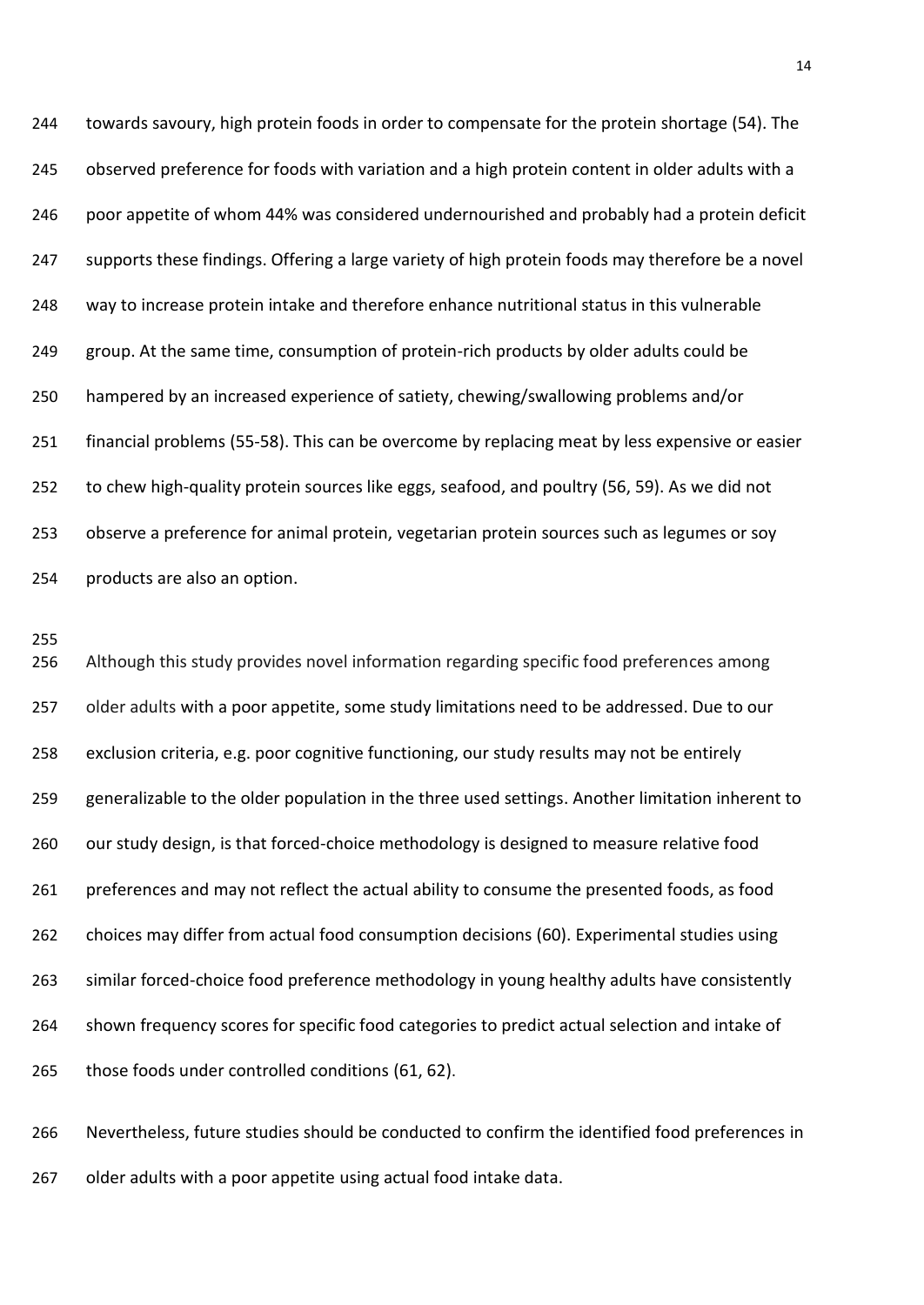towards savoury, high protein foods in order to compensate for the protein shortage (54). The observed preference for foods with variation and a high protein content in older adults with a poor appetite of whom 44% was considered undernourished and probably had a protein deficit supports these findings. Offering a large variety of high protein foods may therefore be a novel way to increase protein intake and therefore enhance nutritional status in this vulnerable group. At the same time, consumption of protein-rich products by older adults could be hampered by an increased experience of satiety, chewing/swallowing problems and/or financial problems (55-58). This can be overcome by replacing meat by less expensive or easier to chew high-quality protein sources like eggs, seafood, and poultry (56, 59). As we did not observe a preference for animal protein, vegetarian protein sources such as legumes or soy products are also an option.

Although this study provides novel information regarding specific food preferences among older adults with a poor appetite, some study limitations need to be addressed. Due to our exclusion criteria, e.g. poor cognitive functioning, our study results may not be entirely generalizable to the older population in the three used settings. Another limitation inherent to our study design, is that forced-choice methodology is designed to measure relative food preferences and may not reflect the actual ability to consume the presented foods, as food choices may differ from actual food consumption decisions (60). Experimental studies using similar forced-choice food preference methodology in young healthy adults have consistently shown frequency scores for specific food categories to predict actual selection and intake of those foods under controlled conditions (61, 62).

Nevertheless, future studies should be conducted to confirm the identified food preferences in older adults with a poor appetite using actual food intake data.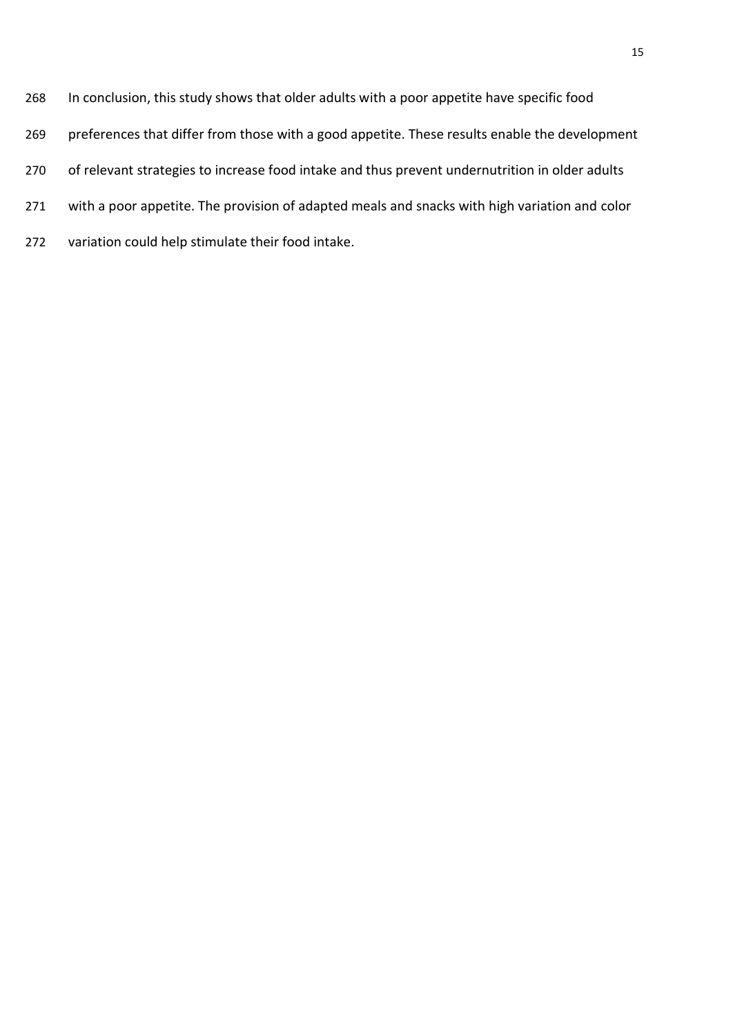In conclusion, this study shows that older adults with a poor appetite have specific food preferences that differ from those with a good appetite. These results enable the development of relevant strategies to increase food intake and thus prevent undernutrition in older adults with a poor appetite. The provision of adapted meals and snacks with high variation and color variation could help stimulate their food intake.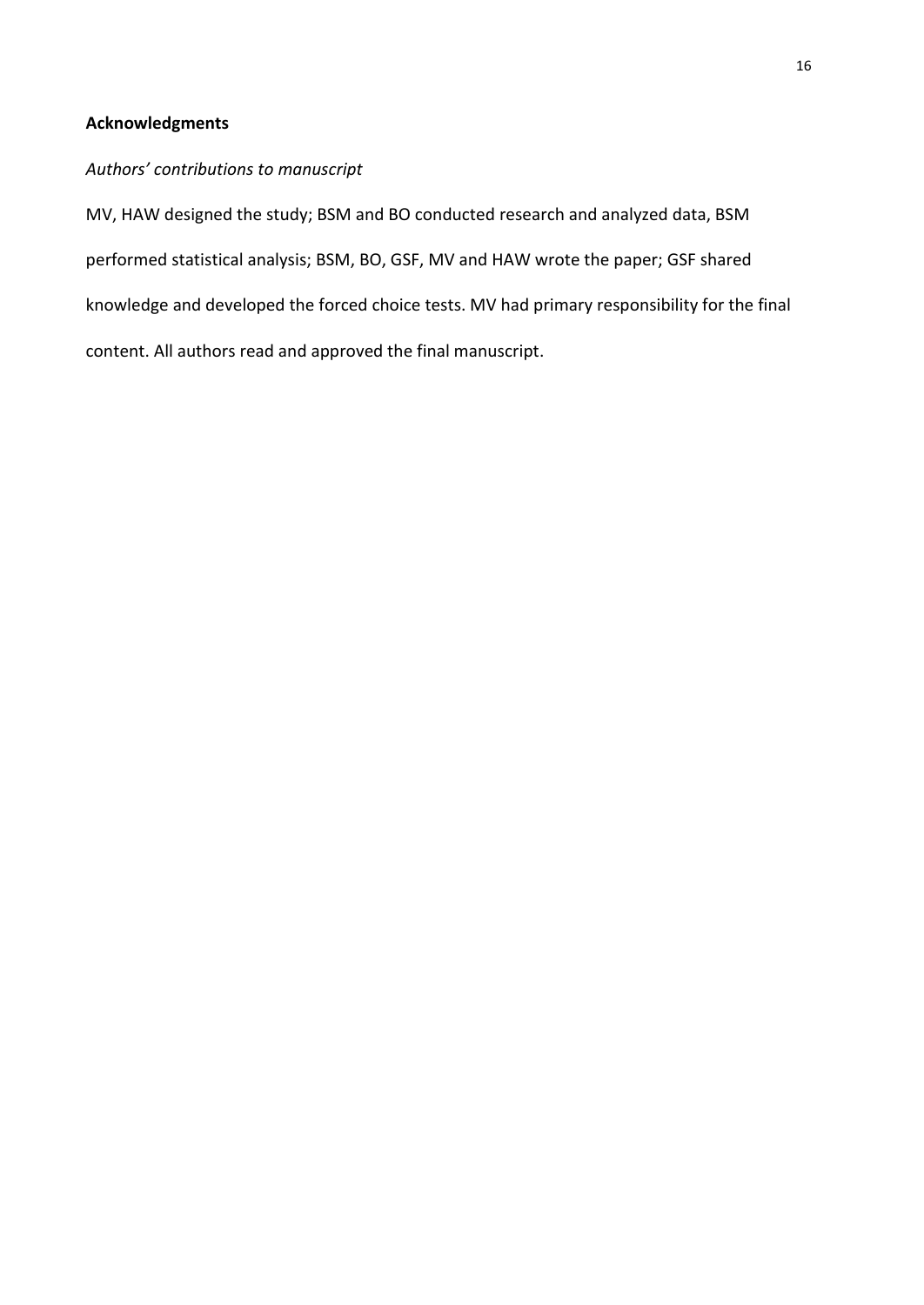## Acknowledgments

*Authors' contributions to manuscript*

MV, HAW designed the study; BSM and BO conducted research and analyzed data, BSM performed statistical analysis; BSM, BO, GSF, MV and HAW wrote the paper; GSF shared knowledge and developed the forced choice tests. MV had primary responsibility for the final content. All authors read and approved the final manuscript.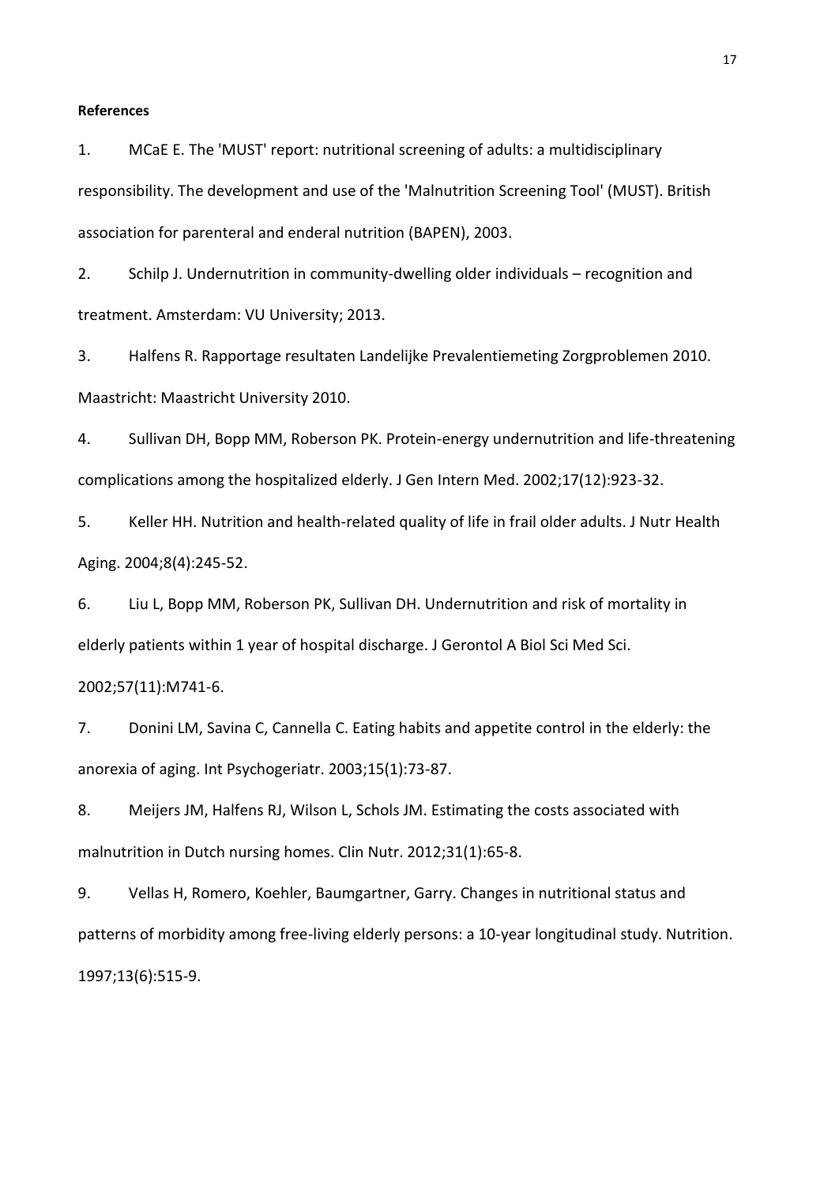**References**

1. MCaE E. The 'MUST' report: nutritional screening of adults: a multidisciplinary responsibility. The development and use of the 'Malnutrition Screening Tool' (MUST). British association for parenteral and enderal nutrition (BAPEN), 2003.

2. Schilp J. Undernutrition in community-dwelling older individuals – recognition and treatment. Amsterdam: VU University; 2013.

3. Halfens R. Rapportage resultaten Landelijke Prevalentiemeting Zorgproblemen 2010. Maastricht: Maastricht University 2010.

4. Sullivan DH, Bopp MM, Roberson PK. Protein-energy undernutrition and life-threatening complications among the hospitalized elderly. J Gen Intern Med. 2002;17(12):923-32.

5. Keller HH. Nutrition and health-related quality of life in frail older adults. J Nutr Health Aging. 2004;8(4):245-52.

6. Liu L, Bopp MM, Roberson PK, Sullivan DH. Undernutrition and risk of mortality in elderly patients within 1 year of hospital discharge. J Gerontol A Biol Sci Med Sci. 2002;57(11):M741-6.

7. Donini LM, Savina C, Cannella C. Eating habits and appetite control in the elderly: the anorexia of aging. Int Psychogeriatr. 2003;15(1):73-87.

8. Meijers JM, Halfens RJ, Wilson L, Schols JM. Estimating the costs associated with malnutrition in Dutch nursing homes. Clin Nutr. 2012;31(1):65-8.

9. Vellas H, Romero, Koehler, Baumgartner, Garry. Changes in nutritional status and patterns of morbidity among free-living elderly persons: a 10-year longitudinal study. Nutrition. 1997;13(6):515-9.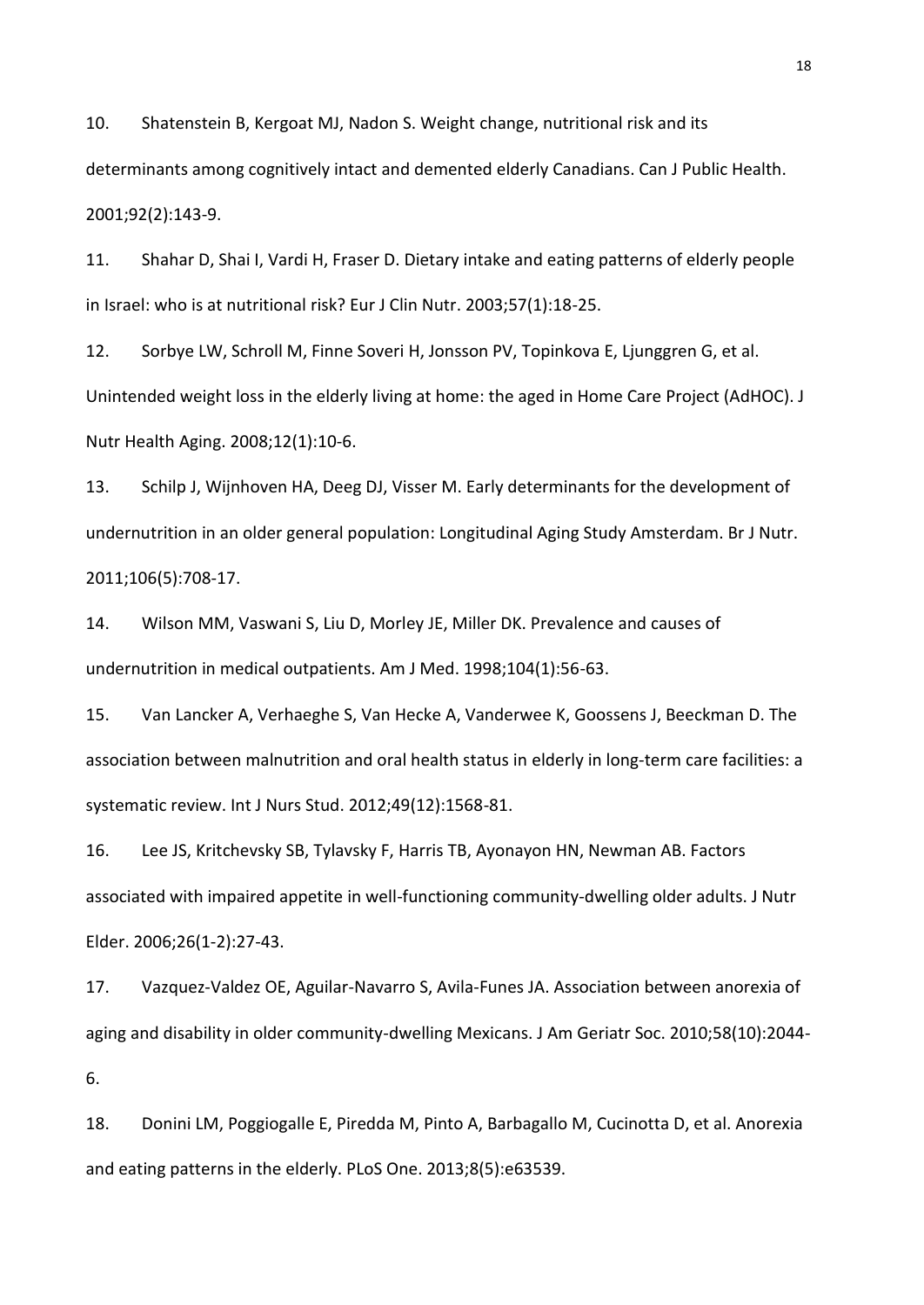10. Shatenstein B, Kergoat MJ, Nadon S. Weight change, nutritional risk and its determinants among cognitively intact and demented elderly Canadians. Can J Public Health. 2001;92(2):143-9.

11. Shahar D, Shai I, Vardi H, Fraser D. Dietary intake and eating patterns of elderly people in Israel: who is at nutritional risk? Eur J Clin Nutr. 2003;57(1):18-25.

12. Sorbye LW, Schroll M, Finne Soveri H, Jonsson PV, Topinkova E, Ljunggren G, et al. Unintended weight loss in the elderly living at home: the aged in Home Care Project (AdHOC). J Nutr Health Aging. 2008;12(1):10-6.

13. Schilp J, Wijnhoven HA, Deeg DJ, Visser M. Early determinants for the development of undernutrition in an older general population: Longitudinal Aging Study Amsterdam. Br J Nutr. 2011;106(5):708-17.

14. Wilson MM, Vaswani S, Liu D, Morley JE, Miller DK. Prevalence and causes of undernutrition in medical outpatients. Am J Med. 1998;104(1):56-63.

15. Van Lancker A, Verhaeghe S, Van Hecke A, Vanderwee K, Goossens J, Beeckman D. The association between malnutrition and oral health status in elderly in long-term care facilities: a systematic review. Int J Nurs Stud. 2012;49(12):1568-81.

16. Lee JS, Kritchevsky SB, Tylavsky F, Harris TB, Ayonayon HN, Newman AB. Factors associated with impaired appetite in well-functioning community-dwelling older adults. J Nutr Elder. 2006;26(1-2):27-43.

17. Vazquez-Valdez OE, Aguilar-Navarro S, Avila-Funes JA. Association between anorexia of aging and disability in older community-dwelling Mexicans. J Am Geriatr Soc. 2010;58(10):2044-6.

18. Donini LM, Poggiogalle E, Piredda M, Pinto A, Barbagallo M, Cucinotta D, et al. Anorexia and eating patterns in the elderly. PLoS One. 2013;8(5):e63539.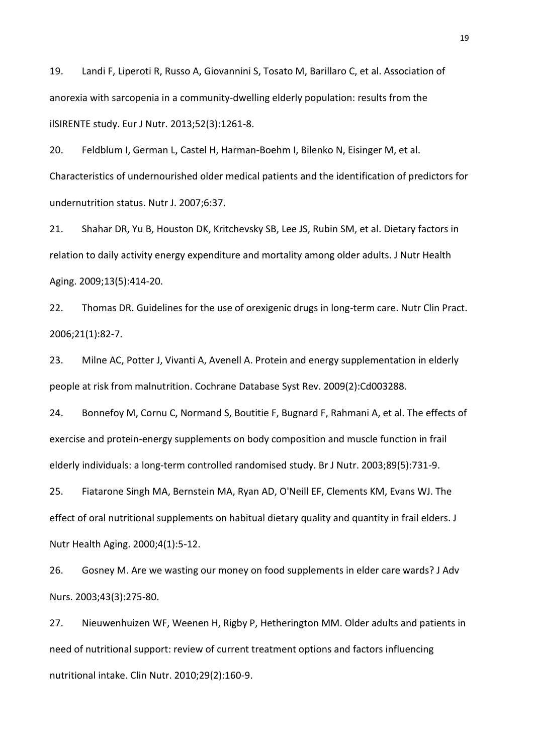19. Landi F, Liperoti R, Russo A, Giovannini S, Tosato M, Barillaro C, et al. Association of anorexia with sarcopenia in a community-dwelling elderly population: results from the ilSIRENTE study. Eur J Nutr. 2013;52(3):1261-8.

20. Feldblum I, German L, Castel H, Harman-Boehm I, Bilenko N, Eisinger M, et al. Characteristics of undernourished older medical patients and the identification of predictors for undernutrition status. Nutr J. 2007;6:37.

21. Shahar DR, Yu B, Houston DK, Kritchevsky SB, Lee JS, Rubin SM, et al. Dietary factors in relation to daily activity energy expenditure and mortality among older adults. J Nutr Health Aging. 2009;13(5):414-20.

22. Thomas DR. Guidelines for the use of orexigenic drugs in long-term care. Nutr Clin Pract. 2006;21(1):82-7.

23. Milne AC, Potter J, Vivanti A, Avenell A. Protein and energy supplementation in elderly people at risk from malnutrition. Cochrane Database Syst Rev. 2009(2):Cd003288.

24. Bonnefoy M, Cornu C, Normand S, Boutitie F, Bugnard F, Rahmani A, et al. The effects of exercise and protein-energy supplements on body composition and muscle function in frail elderly individuals: a long-term controlled randomised study. Br J Nutr. 2003;89(5):731-9.

25. Fiatarone Singh MA, Bernstein MA, Ryan AD, O'Neill EF, Clements KM, Evans WJ. The effect of oral nutritional supplements on habitual dietary quality and quantity in frail elders. J Nutr Health Aging. 2000;4(1):5-12.

26. Gosney M. Are we wasting our money on food supplements in elder care wards? J Adv Nurs. 2003;43(3):275-80.

27. Nieuwenhuizen WF, Weenen H, Rigby P, Hetherington MM. Older adults and patients in need of nutritional support: review of current treatment options and factors influencing nutritional intake. Clin Nutr. 2010;29(2):160-9.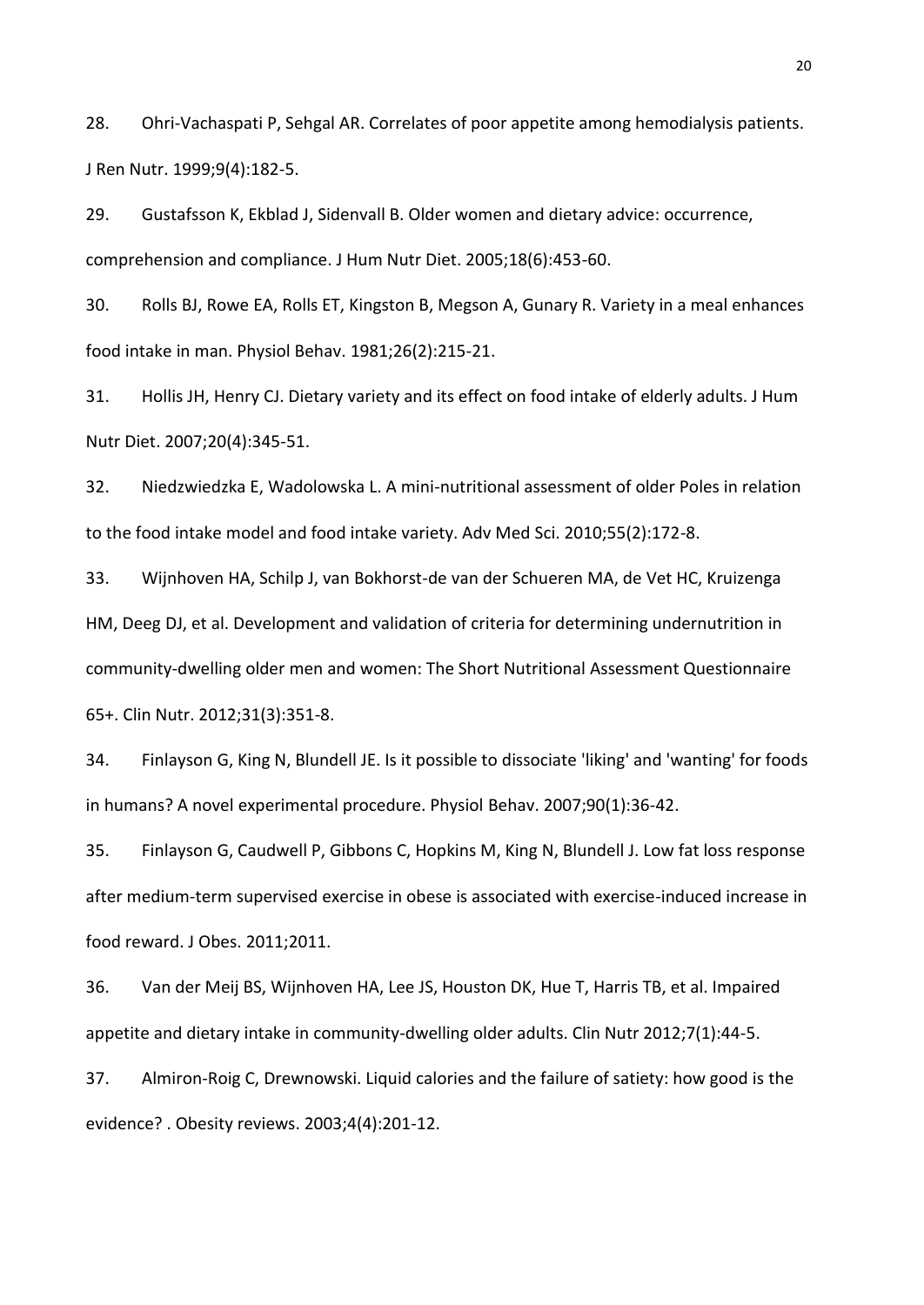28. Ohri-Vachaspati P, Sehgal AR. Correlates of poor appetite among hemodialysis patients. J Ren Nutr. 1999;9(4):182-5.

29. Gustafsson K, Ekblad J, Sidenvall B. Older women and dietary advice: occurrence, comprehension and compliance. J Hum Nutr Diet. 2005;18(6):453-60.

30. Rolls BJ, Rowe EA, Rolls ET, Kingston B, Megson A, Gunary R. Variety in a meal enhances food intake in man. Physiol Behav. 1981;26(2):215-21.

31. Hollis JH, Henry CJ. Dietary variety and its effect on food intake of elderly adults. J Hum Nutr Diet. 2007;20(4):345-51.

32. Niedzwiedzka E, Wadolowska L. A mini-nutritional assessment of older Poles in relation to the food intake model and food intake variety. Adv Med Sci. 2010;55(2):172-8.

33. Wijnhoven HA, Schilp J, van Bokhorst-de van der Schueren MA, de Vet HC, Kruizenga HM, Deeg DJ, et al. Development and validation of criteria for determining undernutrition in community-dwelling older men and women: The Short Nutritional Assessment Questionnaire 65+. Clin Nutr. 2012;31(3):351-8.

34. Finlayson G, King N, Blundell JE. Is it possible to dissociate 'liking' and 'wanting' for foods in humans? A novel experimental procedure. Physiol Behav. 2007;90(1):36-42.

35. Finlayson G, Caudwell P, Gibbons C, Hopkins M, King N, Blundell J. Low fat loss response after medium-term supervised exercise in obese is associated with exercise-induced increase in food reward. J Obes. 2011;2011.

36. Van der Meij BS, Wijnhoven HA, Lee JS, Houston DK, Hue T, Harris TB, et al. Impaired appetite and dietary intake in community-dwelling older adults. Clin Nutr 2012;7(1):44-5.

37. Almiron-Roig C, Drewnowski. Liquid calories and the failure of satiety: how good is the evidence? . Obesity reviews. 2003;4(4):201-12.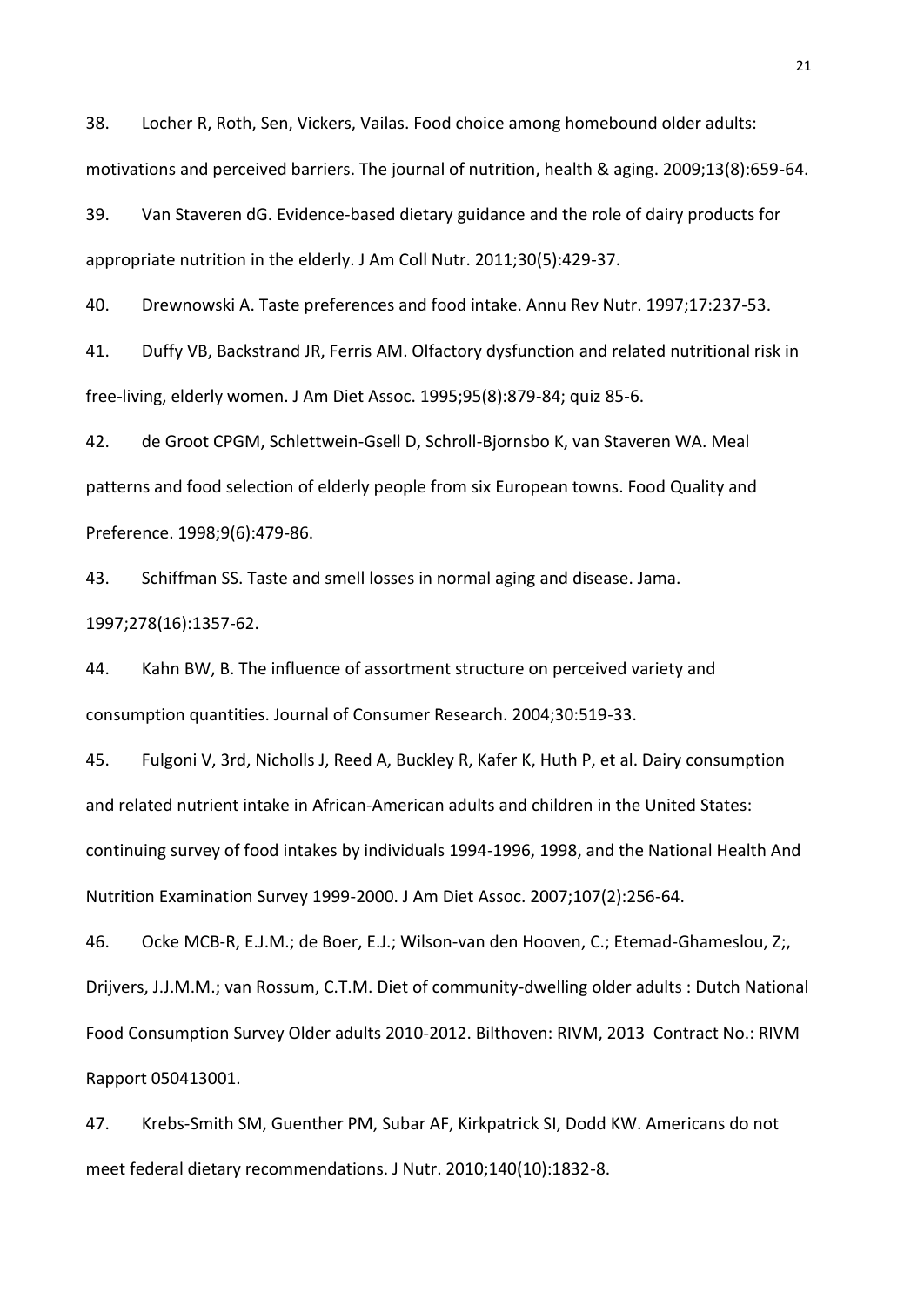38. Locher R, Roth, Sen, Vickers, Vailas. Food choice among homebound older adults: motivations and perceived barriers. The journal of nutrition, health & aging. 2009;13(8):659-64.

39. Van Staveren dG. Evidence-based dietary guidance and the role of dairy products for appropriate nutrition in the elderly. J Am Coll Nutr. 2011;30(5):429-37.

40. Drewnowski A. Taste preferences and food intake. Annu Rev Nutr. 1997;17:237-53.

41. Duffy VB, Backstrand JR, Ferris AM. Olfactory dysfunction and related nutritional risk in free-living, elderly women. J Am Diet Assoc. 1995;95(8):879-84; quiz 85-6.

42. de Groot CPGM, Schlettwein-Gsell D, Schroll-Bjornsbo K, van Staveren WA. Meal patterns and food selection of elderly people from six European towns. Food Quality and Preference. 1998;9(6):479-86.

43. Schiffman SS. Taste and smell losses in normal aging and disease. Jama. 1997;278(16):1357-62.

44. Kahn BW, B. The influence of assortment structure on perceived variety and consumption quantities. Journal of Consumer Research. 2004;30:519-33.

45. Fulgoni V, 3rd, Nicholls J, Reed A, Buckley R, Kafer K, Huth P, et al. Dairy consumption and related nutrient intake in African-American adults and children in the United States: continuing survey of food intakes by individuals 1994-1996, 1998, and the National Health And Nutrition Examination Survey 1999-2000. J Am Diet Assoc. 2007;107(2):256-64.

46. Ocke MCB-R, E.J.M.; de Boer, E.J.; Wilson-van den Hooven, C.; Etemad-Ghameslou, Z;, Drijvers, J.J.M.M.; van Rossum, C.T.M. Diet of community-dwelling older adults : Dutch National Food Consumption Survey Older adults 2010-2012. Bilthoven: RIVM, 2013 Contract No.: RIVM Rapport 050413001.

47. Krebs-Smith SM, Guenther PM, Subar AF, Kirkpatrick SI, Dodd KW. Americans do not meet federal dietary recommendations. J Nutr. 2010;140(10):1832-8.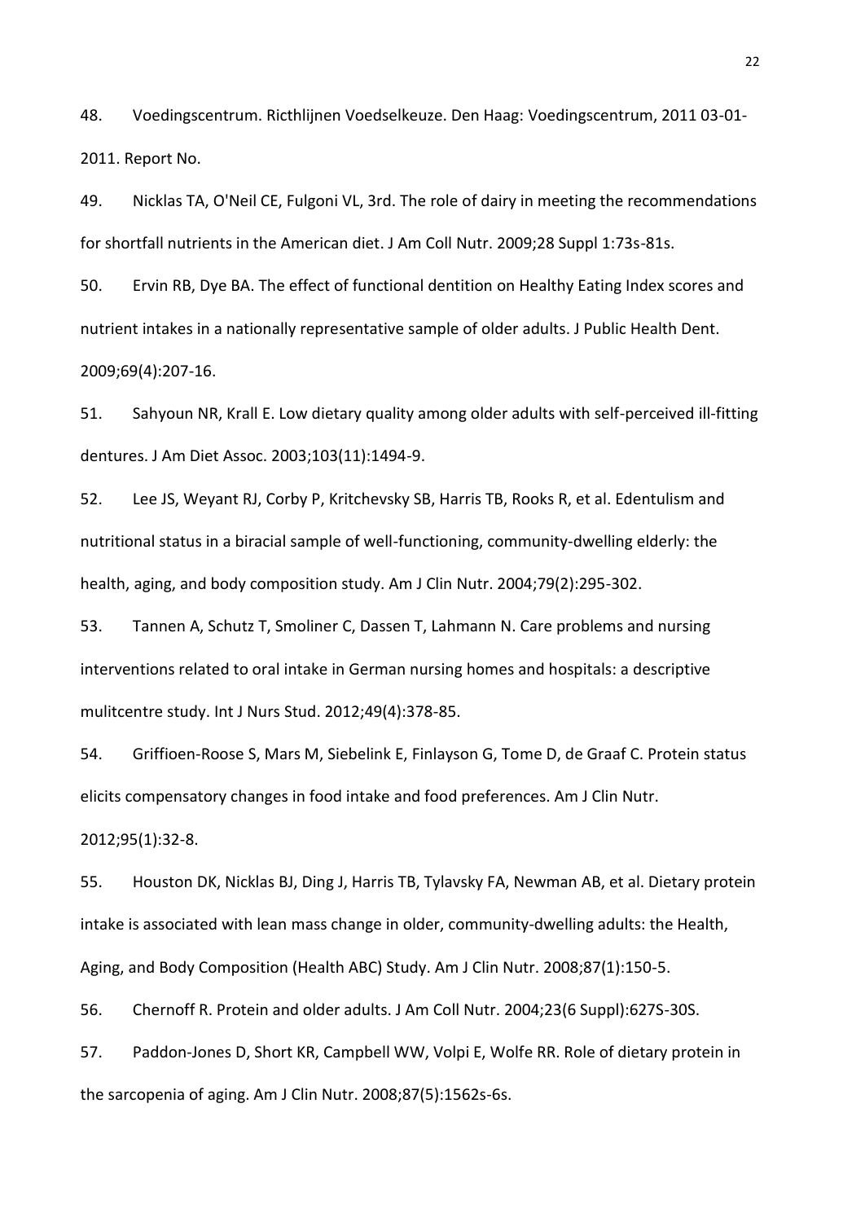48. Voedingscentrum. Ricthlijnen Voedselkeuze. Den Haag: Voedingscentrum, 2011 03-01-2011. Report No.

49. Nicklas TA, O'Neil CE, Fulgoni VL, 3rd. The role of dairy in meeting the recommendations for shortfall nutrients in the American diet. J Am Coll Nutr. 2009;28 Suppl 1:73s-81s.

50. Ervin RB, Dye BA. The effect of functional dentition on Healthy Eating Index scores and nutrient intakes in a nationally representative sample of older adults. J Public Health Dent. 2009;69(4):207-16.

51. Sahyoun NR, Krall E. Low dietary quality among older adults with self-perceived ill-fitting dentures. J Am Diet Assoc. 2003;103(11):1494-9.

52. Lee JS, Weyant RJ, Corby P, Kritchevsky SB, Harris TB, Rooks R, et al. Edentulism and nutritional status in a biracial sample of well-functioning, community-dwelling elderly: the health, aging, and body composition study. Am J Clin Nutr. 2004;79(2):295-302.

53. Tannen A, Schutz T, Smoliner C, Dassen T, Lahmann N. Care problems and nursing interventions related to oral intake in German nursing homes and hospitals: a descriptive mulitcentre study. Int J Nurs Stud. 2012;49(4):378-85.

54. Griffioen-Roose S, Mars M, Siebelink E, Finlayson G, Tome D, de Graaf C. Protein status elicits compensatory changes in food intake and food preferences. Am J Clin Nutr. 2012;95(1):32-8.

55. Houston DK, Nicklas BJ, Ding J, Harris TB, Tylavsky FA, Newman AB, et al. Dietary protein intake is associated with lean mass change in older, community-dwelling adults: the Health, Aging, and Body Composition (Health ABC) Study. Am J Clin Nutr. 2008;87(1):150-5.

56. Chernoff R. Protein and older adults. J Am Coll Nutr. 2004;23(6 Suppl):627S-30S.

57. Paddon-Jones D, Short KR, Campbell WW, Volpi E, Wolfe RR. Role of dietary protein in the sarcopenia of aging. Am J Clin Nutr. 2008;87(5):1562s-6s.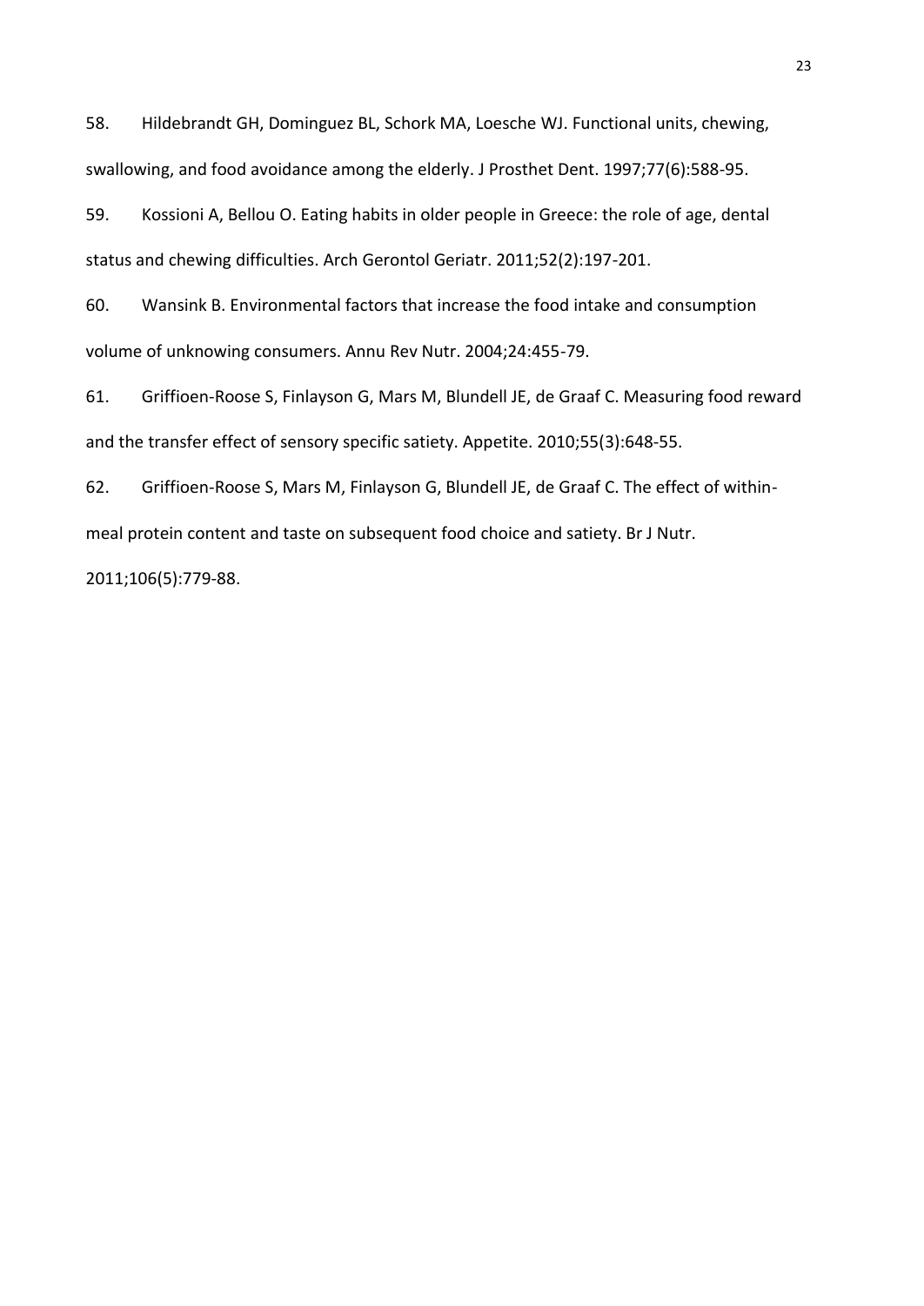58. Hildebrandt GH, Dominguez BL, Schork MA, Loesche WJ. Functional units, chewing, swallowing, and food avoidance among the elderly. J Prosthet Dent. 1997;77(6):588-95.

59. Kossioni A, Bellou O. Eating habits in older people in Greece: the role of age, dental status and chewing difficulties. Arch Gerontol Geriatr. 2011;52(2):197-201.

60. Wansink B. Environmental factors that increase the food intake and consumption volume of unknowing consumers. Annu Rev Nutr. 2004;24:455-79.

61. Griffioen-Roose S, Finlayson G, Mars M, Blundell JE, de Graaf C. Measuring food reward and the transfer effect of sensory specific satiety. Appetite. 2010;55(3):648-55.

62. Griffioen-Roose S, Mars M, Finlayson G, Blundell JE, de Graaf C. The effect of within-meal protein content and taste on subsequent food choice and satiety. Br J Nutr. 2011;106(5):779-88.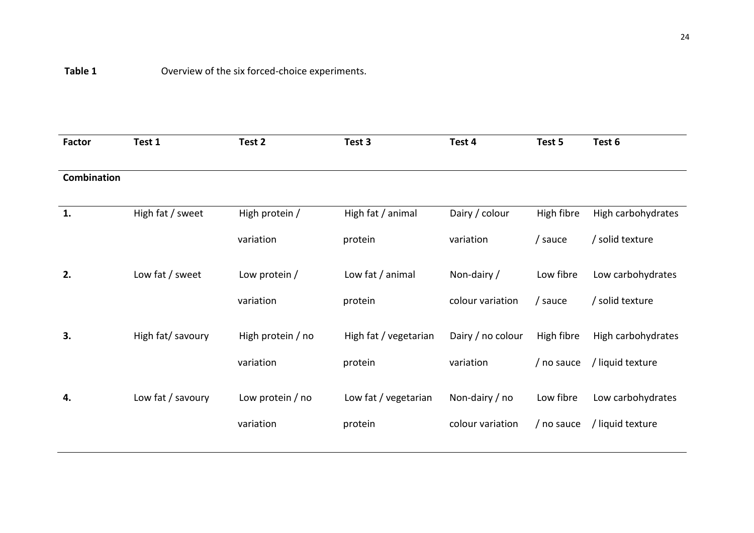**Table 1** Overview of the six forced-choice experiments.

| Factor | Test 1 | Test 2 | Test 3 | Test 4 | Test 5 | Test 6 |
|---|---|---|---|---|---|---|
| **Combination** | | | | | | |
| **1.** | High fat / sweet | High protein / variation | High fat / animal protein | Dairy / colour variation | High fibre / sauce | High carbohydrates / solid texture |
| **2.** | Low fat / sweet | Low protein / variation | Low fat / animal protein | Non-dairy / colour variation | Low fibre / sauce | Low carbohydrates / solid texture |
| **3.** | High fat/ savoury | High protein / no variation | High fat / vegetarian protein | Dairy / no colour variation | High fibre / no sauce | High carbohydrates / liquid texture |
| **4.** | Low fat / savoury | Low protein / no variation | Low fat / vegetarian protein | Non-dairy / no colour variation | Low fibre / no sauce | Low carbohydrates / liquid texture |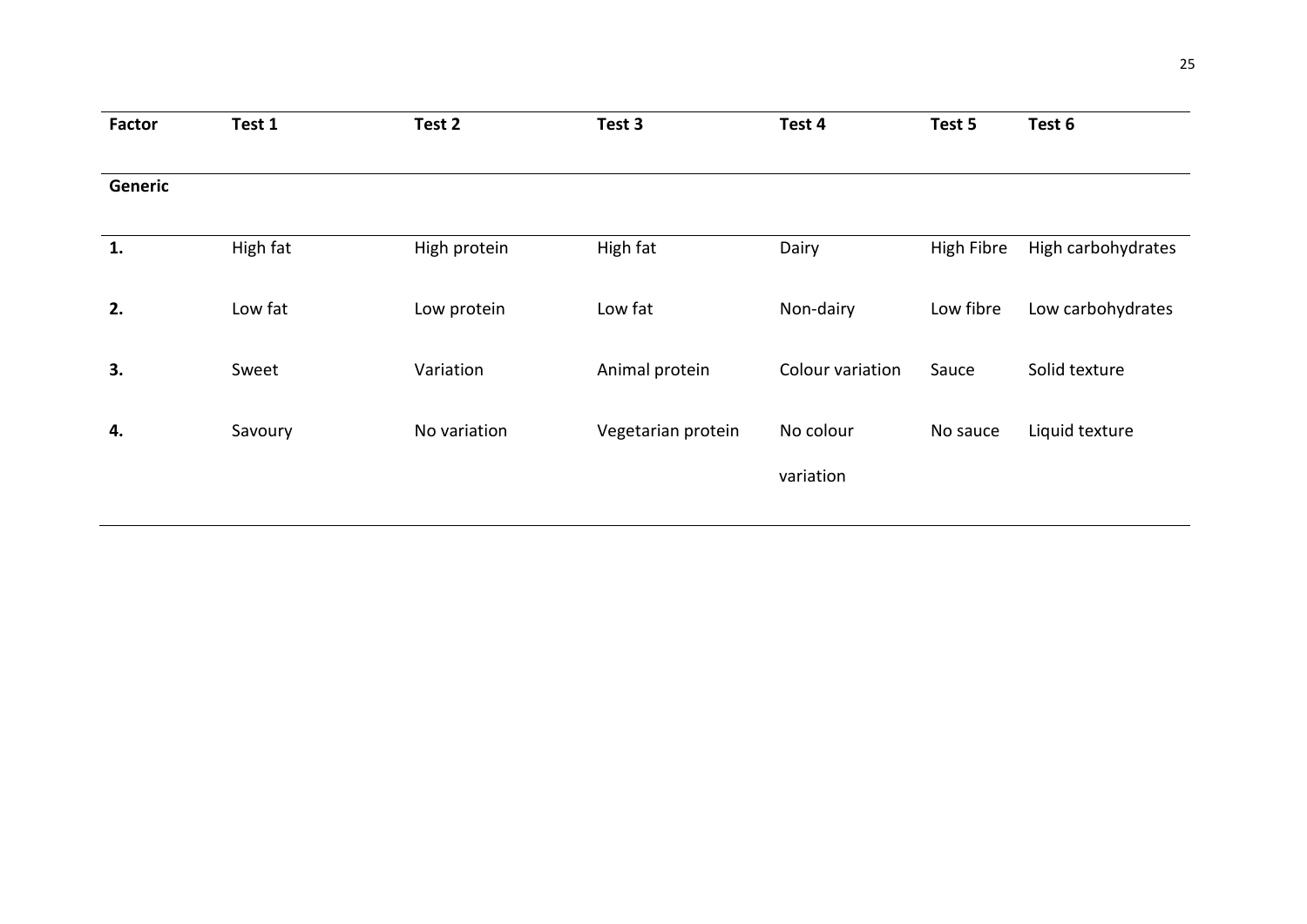| Factor | Test 1 | Test 2 | Test 3 | Test 4 | Test 5 | Test 6 |
|---|---|---|---|---|---|---|
| **Generic** | | | | | | |
| **1.** | High fat | High protein | High fat | Dairy | High Fibre | High carbohydrates |
| **2.** | Low fat | Low protein | Low fat | Non-dairy | Low fibre | Low carbohydrates |
| **3.** | Sweet | Variation | Animal protein | Colour variation | Sauce | Solid texture |
| **4.** | Savoury | No variation | Vegetarian protein | No colour variation | No sauce | Liquid texture |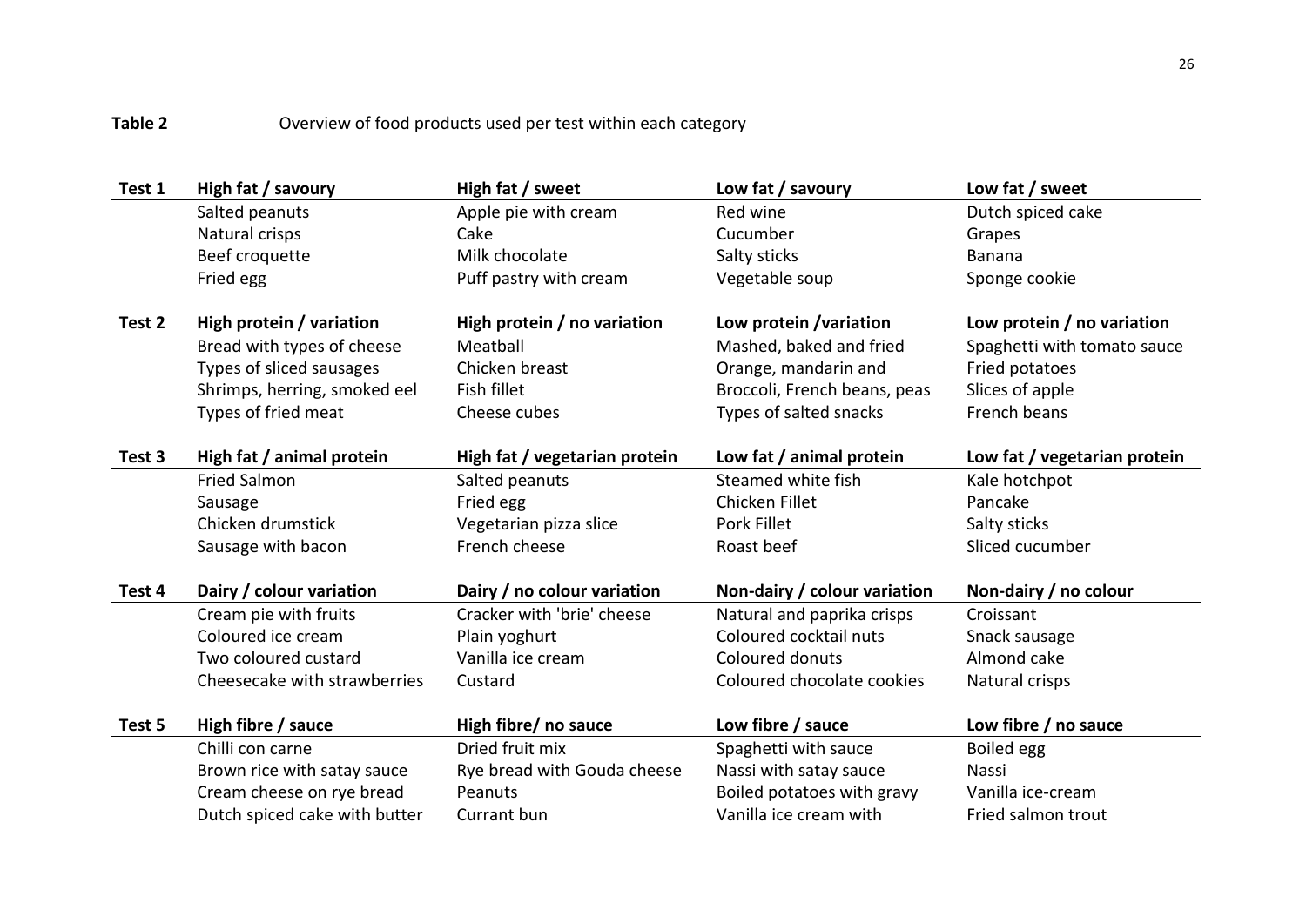**Table 2** Overview of food products used per test within each category

| Test 1 | High fat / savoury | High fat / sweet | Low fat / savoury | Low fat / sweet |
|---|---|---|---|---|
| | Salted peanuts | Apple pie with cream | Red wine | Dutch spiced cake |
| | Natural crisps | Cake | Cucumber | Grapes |
| | Beef croquette | Milk chocolate | Salty sticks | Banana |
| | Fried egg | Puff pastry with cream | Vegetable soup | Sponge cookie |
| **Test 2** | **High protein / variation** | **High protein / no variation** | **Low protein /variation** | **Low protein / no variation** |
| | Bread with types of cheese | Meatball | Mashed, baked and fried | Spaghetti with tomato sauce |
| | Types of sliced sausages | Chicken breast | Orange, mandarin and | Fried potatoes |
| | Shrimps, herring, smoked eel | Fish fillet | Broccoli, French beans, peas | Slices of apple |
| | Types of fried meat | Cheese cubes | Types of salted snacks | French beans |
| **Test 3** | **High fat / animal protein** | **High fat / vegetarian protein** | **Low fat / animal protein** | **Low fat / vegetarian protein** |
| | Fried Salmon | Salted peanuts | Steamed white fish | Kale hotchpot |
| | Sausage | Fried egg | Chicken Fillet | Pancake |
| | Chicken drumstick | Vegetarian pizza slice | Pork Fillet | Salty sticks |
| | Sausage with bacon | French cheese | Roast beef | Sliced cucumber |
| **Test 4** | **Dairy / colour variation** | **Dairy / no colour variation** | **Non-dairy / colour variation** | **Non-dairy / no colour** |
| | Cream pie with fruits | Cracker with 'brie' cheese | Natural and paprika crisps | Croissant |
| | Coloured ice cream | Plain yoghurt | Coloured cocktail nuts | Snack sausage |
| | Two coloured custard | Vanilla ice cream | Coloured donuts | Almond cake |
| | Cheesecake with strawberries | Custard | Coloured chocolate cookies | Natural crisps |
| **Test 5** | **High fibre / sauce** | **High fibre/ no sauce** | **Low fibre / sauce** | **Low fibre / no sauce** |
| | Chilli con carne | Dried fruit mix | Spaghetti with sauce | Boiled egg |
| | Brown rice with satay sauce | Rye bread with Gouda cheese | Nassi with satay sauce | Nassi |
| | Cream cheese on rye bread | Peanuts | Boiled potatoes with gravy | Vanilla ice-cream |
| | Dutch spiced cake with butter | Currant bun | Vanilla ice cream with | Fried salmon trout |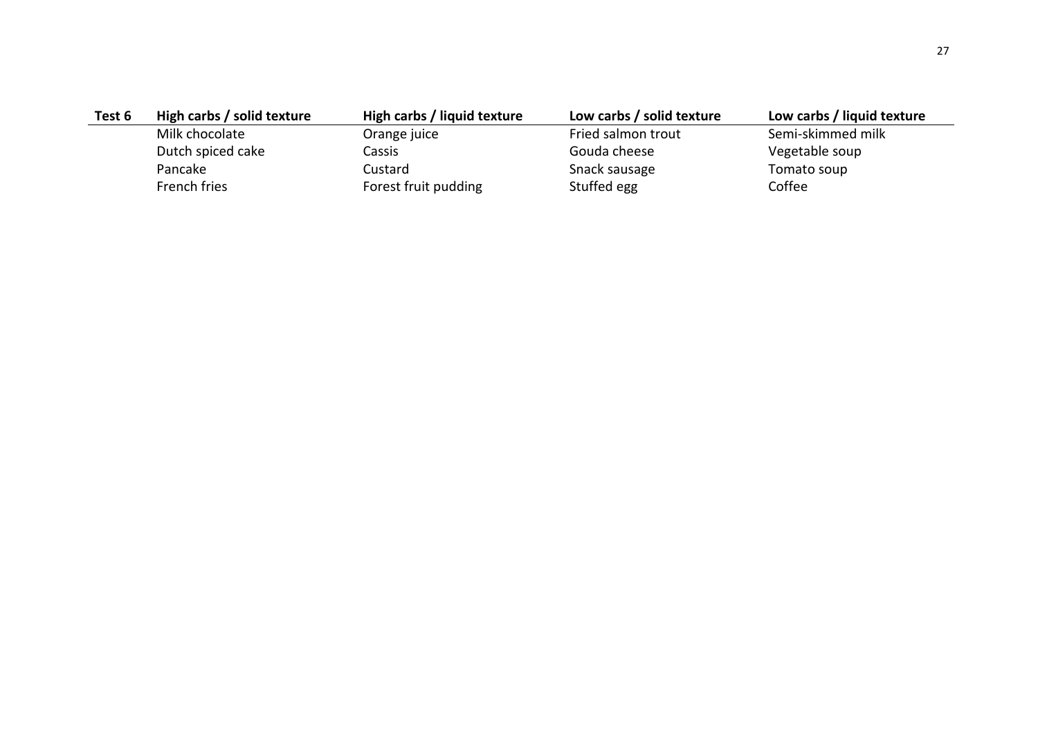| Test 6 | High carbs / solid texture | High carbs / liquid texture | Low carbs / solid texture | Low carbs / liquid texture |
|---|---|---|---|---|
| | Milk chocolate | Orange juice | Fried salmon trout | Semi-skimmed milk |
| | Dutch spiced cake | Cassis | Gouda cheese | Vegetable soup |
| | Pancake | Custard | Snack sausage | Tomato soup |
| | French fries | Forest fruit pudding | Stuffed egg | Coffee |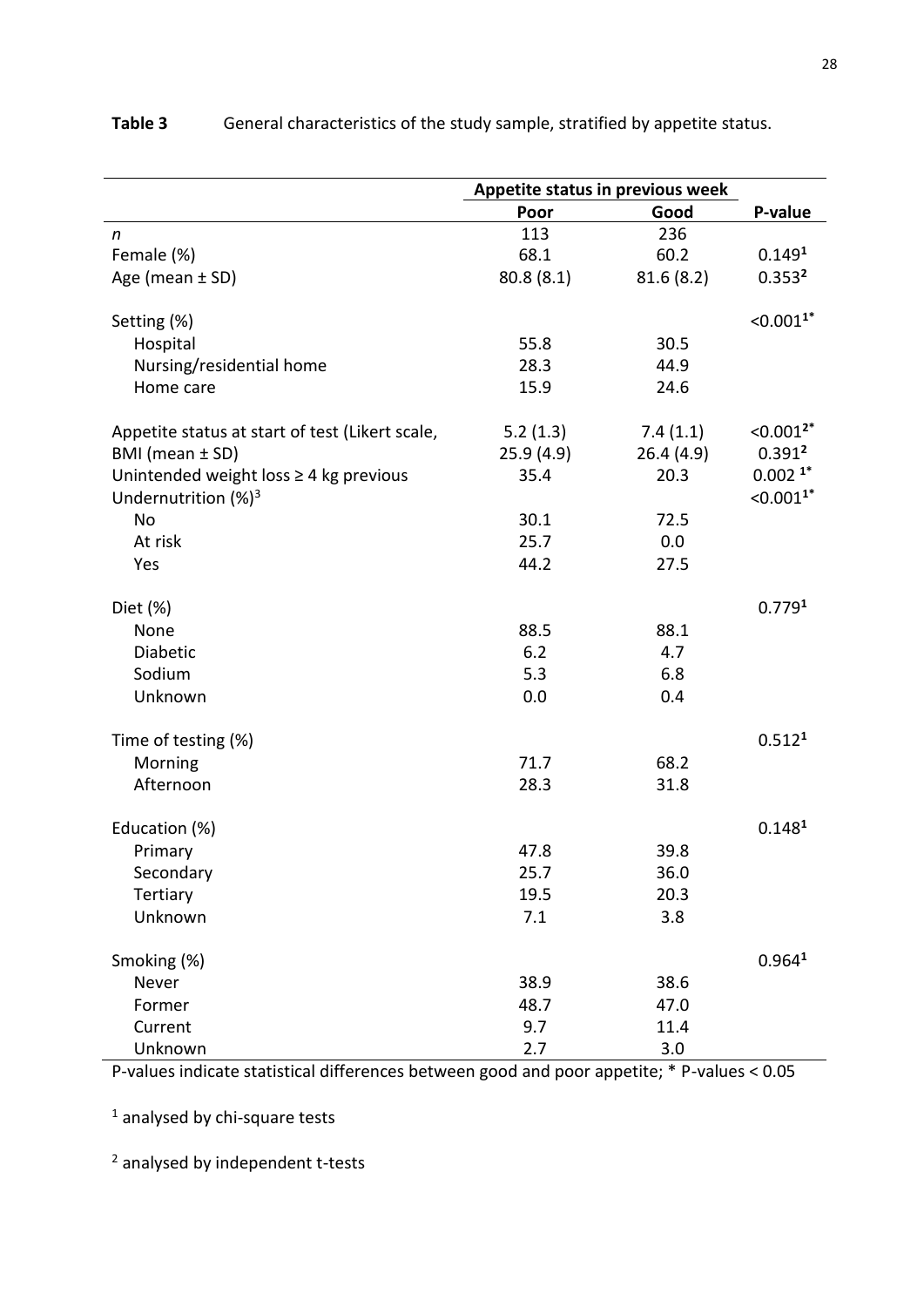**Table 3** General characteristics of the study sample, stratified by appetite status.

| | Appetite status in previous week | | |
|---|---|---|---|
| | **Poor** | **Good** | **P-value** |
| *n* | 113 | 236 | |
| Female (%) | 68.1 | 60.2 | 0.149[1] |
| Age (mean ± SD) | 80.8 (8.1) | 81.6 (8.2) | 0.353[2] |
| Setting (%) | | | <0.001[1*] |
| Hospital | 55.8 | 30.5 | |
| Nursing/residential home | 28.3 | 44.9 | |
| Home care | 15.9 | 24.6 | |
| Appetite status at start of test (Likert scale, | 5.2 (1.3) | 7.4 (1.1) | <0.001[2*] |
| BMI (mean ± SD) | 25.9 (4.9) | 26.4 (4.9) | 0.391[2] |
| Unintended weight loss ≥ 4 kg previous | 35.4 | 20.3 | 0.002 [1*] |
| Undernutrition (%)[3] | | | <0.001[1*] |
| No | 30.1 | 72.5 | |
| At risk | 25.7 | 0.0 | |
| Yes | 44.2 | 27.5 | |
| Diet (%) | | | 0.779[1] |
| None | 88.5 | 88.1 | |
| Diabetic | 6.2 | 4.7 | |
| Sodium | 5.3 | 6.8 | |
| Unknown | 0.0 | 0.4 | |
| Time of testing (%) | | | 0.512[1] |
| Morning | 71.7 | 68.2 | |
| Afternoon | 28.3 | 31.8 | |
| Education (%) | | | 0.148[1] |
| Primary | 47.8 | 39.8 | |
| Secondary | 25.7 | 36.0 | |
| Tertiary | 19.5 | 20.3 | |
| Unknown | 7.1 | 3.8 | |
| Smoking (%) | | | 0.964[1] |
| Never | 38.9 | 38.6 | |
| Former | 48.7 | 47.0 | |
| Current | 9.7 | 11.4 | |
| Unknown | 2.7 | 3.0 | |

P-values indicate statistical differences between good and poor appetite; * P-values < 0.05

[1] analysed by chi-square tests

[2] analysed by independent t-tests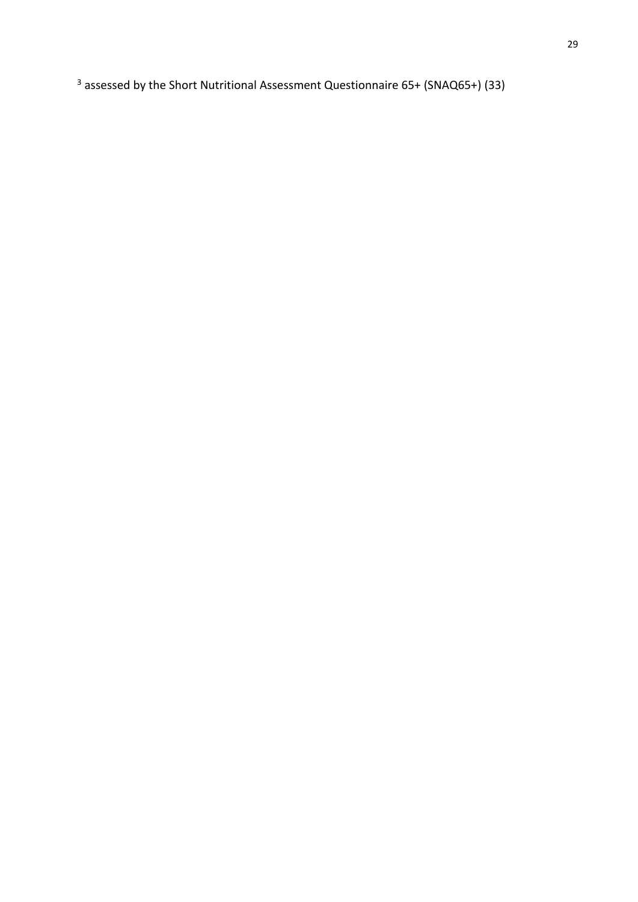[3] assessed by the Short Nutritional Assessment Questionnaire 65+ (SNAQ65+) (33)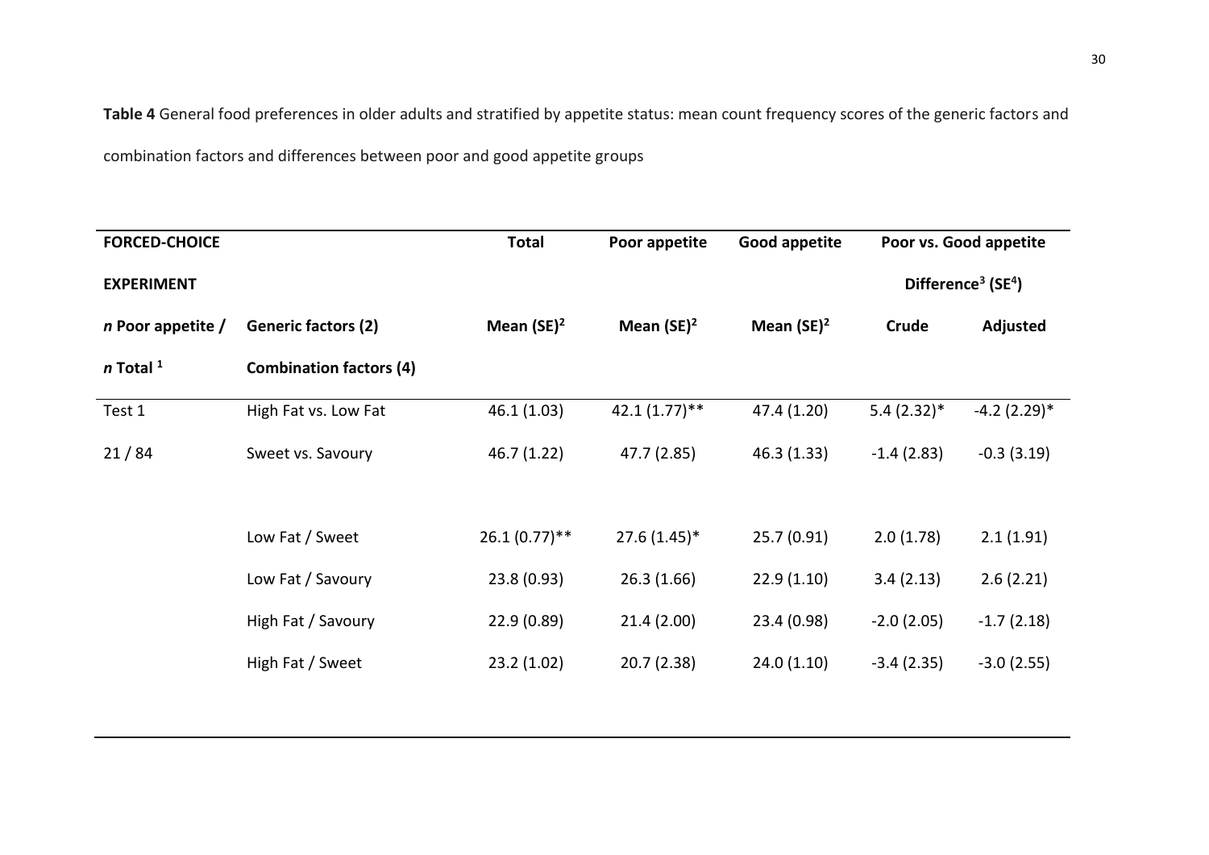**Table 4** General food preferences in older adults and stratified by appetite status: mean count frequency scores of the generic factors and combination factors and differences between poor and good appetite groups

| **FORCED-CHOICE EXPERIMENT** | | **Total** | **Poor appetite** | **Good appetite** | **Poor vs. Good appetite Difference[3] (SE[4])** | |
|---|---|---|---|---|---|---|
| ***n* Poor appetite / *n* Total [1]** | **Generic factors (2)** **Combination factors (4)** | **Mean (SE)[2]** | **Mean (SE)[2]** | **Mean (SE)[2]** | **Crude** | **Adjusted** |
| Test 1 | High Fat vs. Low Fat | 46.1 (1.03) | 42.1 (1.77)** | 47.4 (1.20) | 5.4 (2.32)* | -4.2 (2.29)* |
| 21 / 84 | Sweet vs. Savoury | 46.7 (1.22) | 47.7 (2.85) | 46.3 (1.33) | -1.4 (2.83) | -0.3 (3.19) |
| | | | | | | |
| | Low Fat / Sweet | 26.1 (0.77)** | 27.6 (1.45)* | 25.7 (0.91) | 2.0 (1.78) | 2.1 (1.91) |
| | Low Fat / Savoury | 23.8 (0.93) | 26.3 (1.66) | 22.9 (1.10) | 3.4 (2.13) | 2.6 (2.21) |
| | High Fat / Savoury | 22.9 (0.89) | 21.4 (2.00) | 23.4 (0.98) | -2.0 (2.05) | -1.7 (2.18) |
| | High Fat / Sweet | 23.2 (1.02) | 20.7 (2.38) | 24.0 (1.10) | -3.4 (2.35) | -3.0 (2.55) |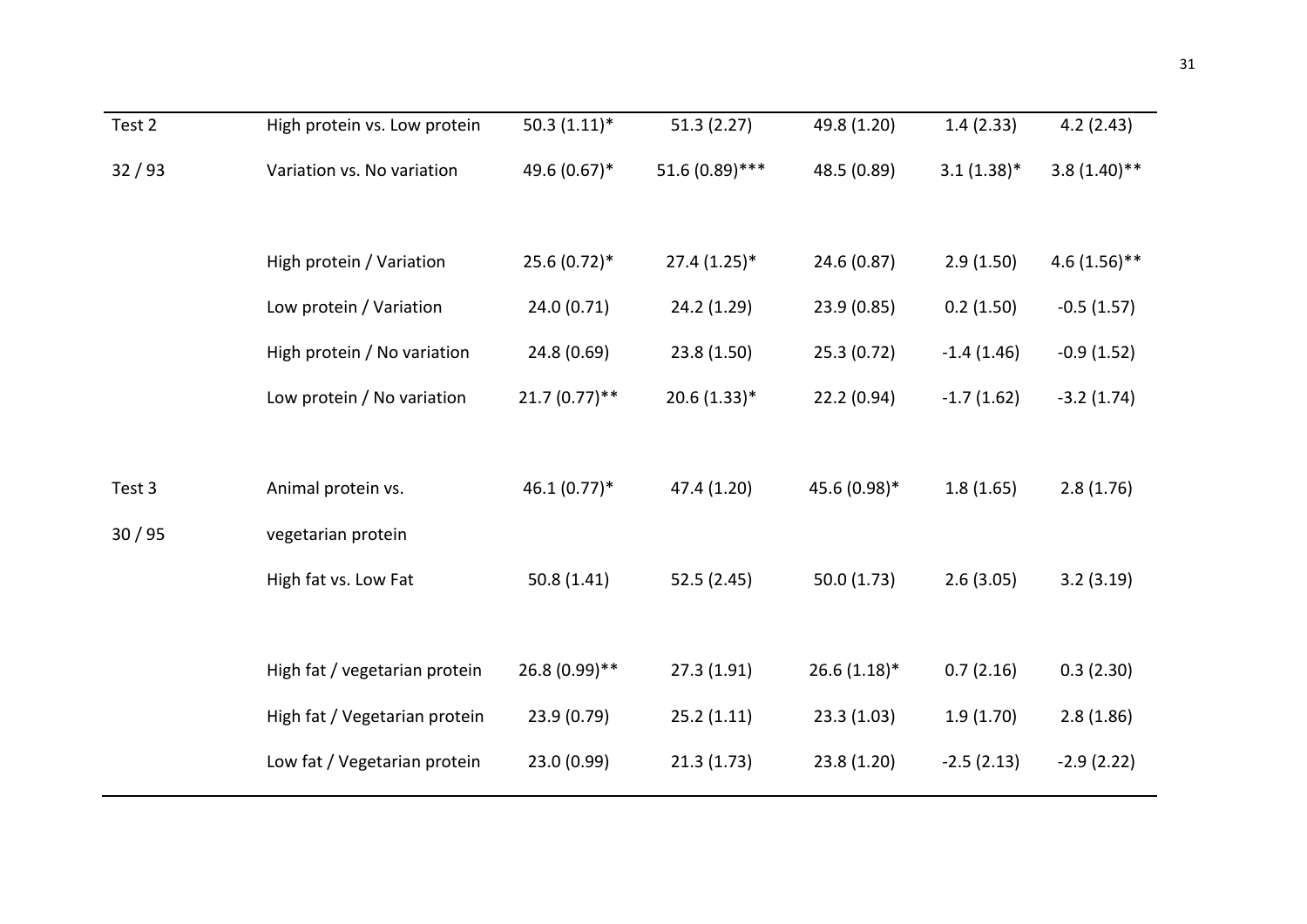| | | | | | | |
|---|---|---|---|---|---|---|
| Test 2 | High protein vs. Low protein | 50.3 (1.11)* | 51.3 (2.27) | 49.8 (1.20) | 1.4 (2.33) | 4.2 (2.43) |
| 32 / 93 | Variation vs. No variation | 49.6 (0.67)* | 51.6 (0.89)*** | 48.5 (0.89) | 3.1 (1.38)* | 3.8 (1.40)** |
| | | | | | | |
| | High protein / Variation | 25.6 (0.72)* | 27.4 (1.25)* | 24.6 (0.87) | 2.9 (1.50) | 4.6 (1.56)** |
| | Low protein / Variation | 24.0 (0.71) | 24.2 (1.29) | 23.9 (0.85) | 0.2 (1.50) | -0.5 (1.57) |
| | High protein / No variation | 24.8 (0.69) | 23.8 (1.50) | 25.3 (0.72) | -1.4 (1.46) | -0.9 (1.52) |
| | Low protein / No variation | 21.7 (0.77)** | 20.6 (1.33)* | 22.2 (0.94) | -1.7 (1.62) | -3.2 (1.74) |
| | | | | | | |
| Test 3 | Animal protein vs. | 46.1 (0.77)* | 47.4 (1.20) | 45.6 (0.98)* | 1.8 (1.65) | 2.8 (1.76) |
| 30 / 95 | vegetarian protein | | | | | |
| | High fat vs. Low Fat | 50.8 (1.41) | 52.5 (2.45) | 50.0 (1.73) | 2.6 (3.05) | 3.2 (3.19) |
| | | | | | | |
| | High fat / vegetarian protein | 26.8 (0.99)** | 27.3 (1.91) | 26.6 (1.18)* | 0.7 (2.16) | 0.3 (2.30) |
| | High fat / Vegetarian protein | 23.9 (0.79) | 25.2 (1.11) | 23.3 (1.03) | 1.9 (1.70) | 2.8 (1.86) |
| | Low fat / Vegetarian protein | 23.0 (0.99) | 21.3 (1.73) | 23.8 (1.20) | -2.5 (2.13) | -2.9 (2.22) |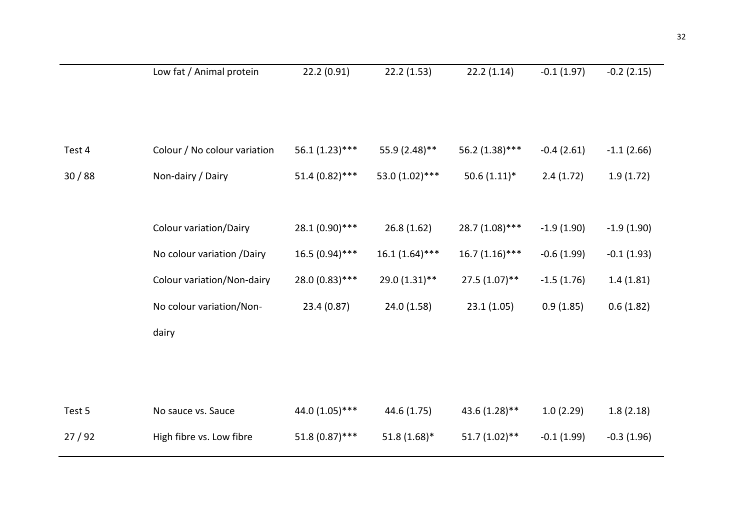| | | | | | | |
|---|---|---|---|---|---|---|
| | Low fat / Animal protein | 22.2 (0.91) | 22.2 (1.53) | 22.2 (1.14) | -0.1 (1.97) | -0.2 (2.15) |
| | | | | | | |
| Test 4 | Colour / No colour variation | 56.1 (1.23)*** | 55.9 (2.48)** | 56.2 (1.38)*** | -0.4 (2.61) | -1.1 (2.66) |
| 30 / 88 | Non-dairy / Dairy | 51.4 (0.82)*** | 53.0 (1.02)*** | 50.6 (1.11)* | 2.4 (1.72) | 1.9 (1.72) |
| | | | | | | |
| | Colour variation/Dairy | 28.1 (0.90)*** | 26.8 (1.62) | 28.7 (1.08)*** | -1.9 (1.90) | -1.9 (1.90) |
| | No colour variation /Dairy | 16.5 (0.94)*** | 16.1 (1.64)*** | 16.7 (1.16)*** | -0.6 (1.99) | -0.1 (1.93) |
| | Colour variation/Non-dairy | 28.0 (0.83)*** | 29.0 (1.31)** | 27.5 (1.07)** | -1.5 (1.76) | 1.4 (1.81) |
| | No colour variation/Non-dairy | 23.4 (0.87) | 24.0 (1.58) | 23.1 (1.05) | 0.9 (1.85) | 0.6 (1.82) |
| | | | | | | |
| Test 5 | No sauce vs. Sauce | 44.0 (1.05)*** | 44.6 (1.75) | 43.6 (1.28)** | 1.0 (2.29) | 1.8 (2.18) |
| 27 / 92 | High fibre vs. Low fibre | 51.8 (0.87)*** | 51.8 (1.68)* | 51.7 (1.02)** | -0.1 (1.99) | -0.3 (1.96) |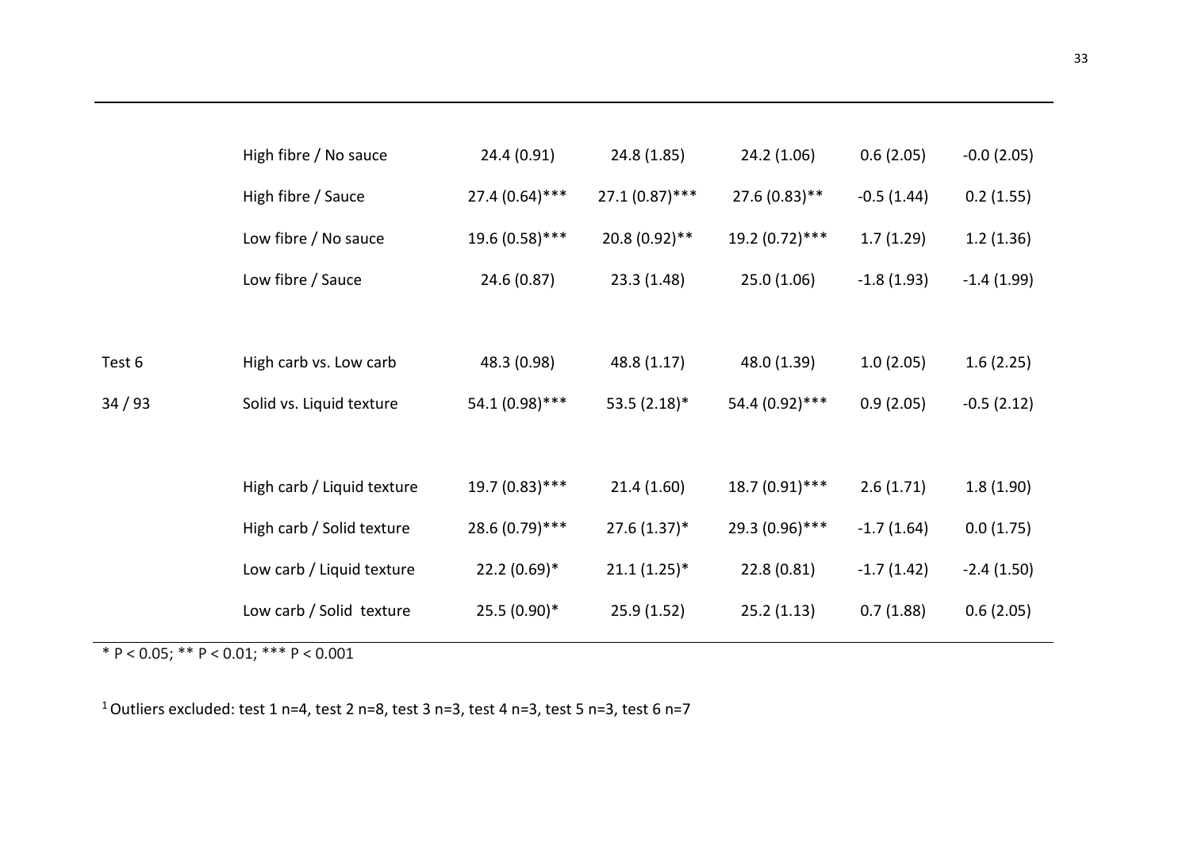| | | | | | | |
|---|---|---|---|---|---|---|
| | High fibre / No sauce | 24.4 (0.91) | 24.8 (1.85) | 24.2 (1.06) | 0.6 (2.05) | -0.0 (2.05) |
| | High fibre / Sauce | 27.4 (0.64)*** | 27.1 (0.87)*** | 27.6 (0.83)** | -0.5 (1.44) | 0.2 (1.55) |
| | Low fibre / No sauce | 19.6 (0.58)*** | 20.8 (0.92)** | 19.2 (0.72)*** | 1.7 (1.29) | 1.2 (1.36) |
| | Low fibre / Sauce | 24.6 (0.87) | 23.3 (1.48) | 25.0 (1.06) | -1.8 (1.93) | -1.4 (1.99) |
| | | | | | | |
| Test 6 | High carb vs. Low carb | 48.3 (0.98) | 48.8 (1.17) | 48.0 (1.39) | 1.0 (2.05) | 1.6 (2.25) |
| 34 / 93 | Solid vs. Liquid texture | 54.1 (0.98)*** | 53.5 (2.18)* | 54.4 (0.92)*** | 0.9 (2.05) | -0.5 (2.12) |
| | | | | | | |
| | High carb / Liquid texture | 19.7 (0.83)*** | 21.4 (1.60) | 18.7 (0.91)*** | 2.6 (1.71) | 1.8 (1.90) |
| | High carb / Solid texture | 28.6 (0.79)*** | 27.6 (1.37)* | 29.3 (0.96)*** | -1.7 (1.64) | 0.0 (1.75) |
| | Low carb / Liquid texture | 22.2 (0.69)* | 21.1 (1.25)* | 22.8 (0.81) | -1.7 (1.42) | -2.4 (1.50) |
| | Low carb / Solid texture | 25.5 (0.90)* | 25.9 (1.52) | 25.2 (1.13) | 0.7 (1.88) | 0.6 (2.05) |

* $P < 0.05$; ** $P < 0.01$; *** $P < 0.001$

[1] Outliers excluded: test 1 n=4, test 2 n=8, test 3 n=3, test 4 n=3, test 5 n=3, test 6 n=7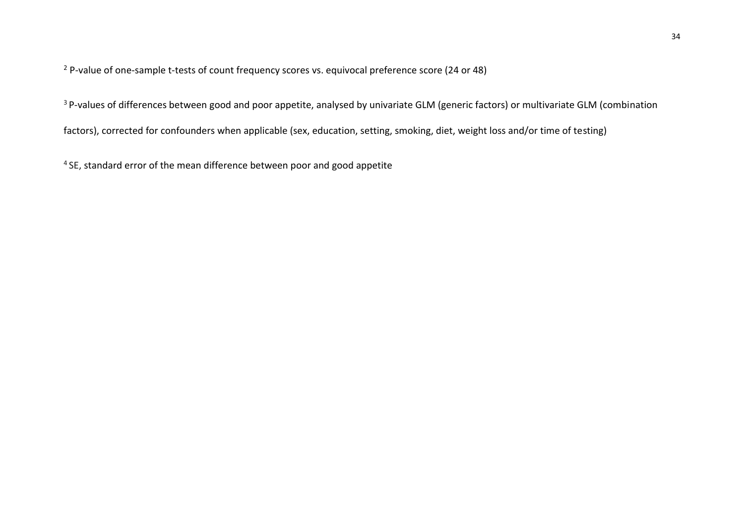[2] P-value of one-sample t-tests of count frequency scores vs. equivocal preference score (24 or 48)

[3] P-values of differences between good and poor appetite, analysed by univariate GLM (generic factors) or multivariate GLM (combination factors), corrected for confounders when applicable (sex, education, setting, smoking, diet, weight loss and/or time of testing)

[4] SE, standard error of the mean difference between poor and good appetite